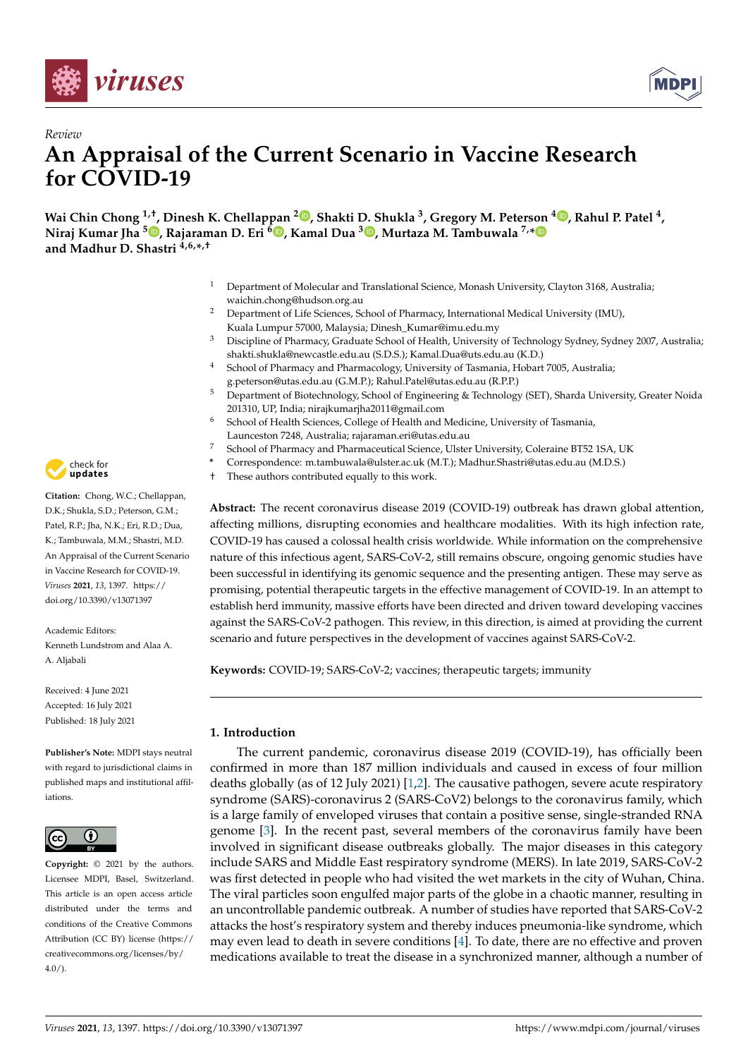*Review*

# An Appraisal of the Current Scenario in Vaccine Research for COVID-19

**Wai Chin Chong [1,†], Dinesh K. Chellappan [2], Shakti D. Shukla [3], Gregory M. Peterson [4], Rahul P. Patel [4], Niraj Kumar Jha [5], Rajaraman D. Eri [6], Kamal Dua [3], Murtaza M. Tambuwala [7,*] and Madhur D. Shastri [4,6,*,†]**

1. Department of Molecular and Translational Science, Monash University, Clayton 3168, Australia; waichin.chong@hudson.org.au
2. Department of Life Sciences, School of Pharmacy, International Medical University (IMU), Kuala Lumpur 57000, Malaysia; Dinesh_Kumar@imu.edu.my
3. Discipline of Pharmacy, Graduate School of Health, University of Technology Sydney, Sydney 2007, Australia; shakti.shukla@newcastle.edu.au (S.D.S.); Kamal.Dua@uts.edu.au (K.D.)
4. School of Pharmacy and Pharmacology, University of Tasmania, Hobart 7005, Australia; g.peterson@utas.edu.au (G.M.P.); Rahul.Patel@utas.edu.au (R.P.P.)
5. Department of Biotechnology, School of Engineering & Technology (SET), Sharda University, Greater Noida 201310, UP, India; nirajkumarjha2011@gmail.com
6. School of Health Sciences, College of Health and Medicine, University of Tasmania, Launceston 7248, Australia; rajaraman.eri@utas.edu.au
7. School of Pharmacy and Pharmaceutical Science, Ulster University, Coleraine BT52 1SA, UK

\* Correspondence: m.tambuwala@ulster.ac.uk (M.T.); Madhur.Shastri@utas.edu.au (M.D.S.)

† These authors contributed equally to this work.

**Citation:** Chong, W.C.; Chellappan, D.K.; Shukla, S.D.; Peterson, G.M.; Patel, R.P.; Jha, N.K.; Eri, R.D.; Dua, K.; Tambuwala, M.M.; Shastri, M.D. An Appraisal of the Current Scenario in Vaccine Research for COVID-19. *Viruses* **2021**, *13*, 1397. https://doi.org/10.3390/v13071397

Academic Editors: Kenneth Lundstrom and Alaa A. A. Aljabali

Received: 4 June 2021
Accepted: 16 July 2021
Published: 18 July 2021

**Publisher's Note:** MDPI stays neutral with regard to jurisdictional claims in published maps and institutional affiliations.

**Copyright:** © 2021 by the authors. Licensee MDPI, Basel, Switzerland. This article is an open access article distributed under the terms and conditions of the Creative Commons Attribution (CC BY) license (https://creativecommons.org/licenses/by/4.0/).

**Abstract:** The recent coronavirus disease 2019 (COVID-19) outbreak has drawn global attention, affecting millions, disrupting economies and healthcare modalities. With its high infection rate, COVID-19 has caused a colossal health crisis worldwide. While information on the comprehensive nature of this infectious agent, SARS-CoV-2, still remains obscure, ongoing genomic studies have been successful in identifying its genomic sequence and the presenting antigen. These may serve as promising, potential therapeutic targets in the effective management of COVID-19. In an attempt to establish herd immunity, massive efforts have been directed and driven toward developing vaccines against the SARS-CoV-2 pathogen. This review, in this direction, is aimed at providing the current scenario and future perspectives in the development of vaccines against SARS-CoV-2.

**Keywords:** COVID-19; SARS-CoV-2; vaccines; therapeutic targets; immunity

## 1. Introduction

The current pandemic, coronavirus disease 2019 (COVID-19), has officially been confirmed in more than 187 million individuals and caused in excess of four million deaths globally (as of 12 July 2021) [1,2]. The causative pathogen, severe acute respiratory syndrome (SARS)-coronavirus 2 (SARS-CoV2) belongs to the coronavirus family, which is a large family of enveloped viruses that contain a positive sense, single-stranded RNA genome [3]. In the recent past, several members of the coronavirus family have been involved in significant disease outbreaks globally. The major diseases in this category include SARS and Middle East respiratory syndrome (MERS). In late 2019, SARS-CoV-2 was first detected in people who had visited the wet markets in the city of Wuhan, China. The viral particles soon engulfed major parts of the globe in a chaotic manner, resulting in an uncontrollable pandemic outbreak. A number of studies have reported that SARS-CoV-2 attacks the host's respiratory system and thereby induces pneumonia-like syndrome, which may even lead to death in severe conditions [4]. To date, there are no effective and proven medications available to treat the disease in a synchronized manner, although a number of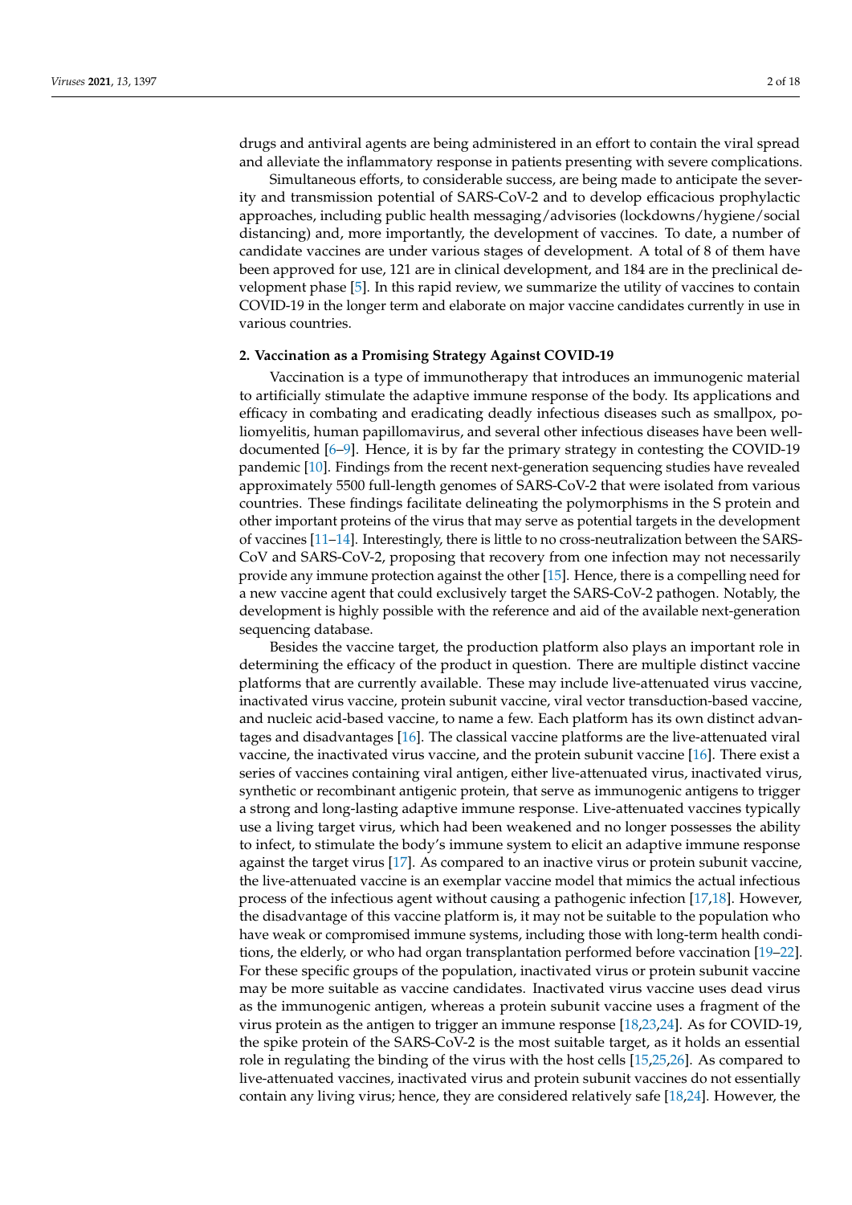drugs and antiviral agents are being administered in an effort to contain the viral spread and alleviate the inflammatory response in patients presenting with severe complications.

Simultaneous efforts, to considerable success, are being made to anticipate the severity and transmission potential of SARS-CoV-2 and to develop efficacious prophylactic approaches, including public health messaging/advisories (lockdowns/hygiene/social distancing) and, more importantly, the development of vaccines. To date, a number of candidate vaccines are under various stages of development. A total of 8 of them have been approved for use, 121 are in clinical development, and 184 are in the preclinical development phase [5]. In this rapid review, we summarize the utility of vaccines to contain COVID-19 in the longer term and elaborate on major vaccine candidates currently in use in various countries.

## 2. Vaccination as a Promising Strategy Against COVID-19

Vaccination is a type of immunotherapy that introduces an immunogenic material to artificially stimulate the adaptive immune response of the body. Its applications and efficacy in combating and eradicating deadly infectious diseases such as smallpox, poliomyelitis, human papillomavirus, and several other infectious diseases have been well-documented [6–9]. Hence, it is by far the primary strategy in contesting the COVID-19 pandemic [10]. Findings from the recent next-generation sequencing studies have revealed approximately 5500 full-length genomes of SARS-CoV-2 that were isolated from various countries. These findings facilitate delineating the polymorphisms in the S protein and other important proteins of the virus that may serve as potential targets in the development of vaccines [11–14]. Interestingly, there is little to no cross-neutralization between the SARS-CoV and SARS-CoV-2, proposing that recovery from one infection may not necessarily provide any immune protection against the other [15]. Hence, there is a compelling need for a new vaccine agent that could exclusively target the SARS-CoV-2 pathogen. Notably, the development is highly possible with the reference and aid of the available next-generation sequencing database.

Besides the vaccine target, the production platform also plays an important role in determining the efficacy of the product in question. There are multiple distinct vaccine platforms that are currently available. These may include live-attenuated virus vaccine, inactivated virus vaccine, protein subunit vaccine, viral vector transduction-based vaccine, and nucleic acid-based vaccine, to name a few. Each platform has its own distinct advantages and disadvantages [16]. The classical vaccine platforms are the live-attenuated viral vaccine, the inactivated virus vaccine, and the protein subunit vaccine [16]. There exist a series of vaccines containing viral antigen, either live-attenuated virus, inactivated virus, synthetic or recombinant antigenic protein, that serve as immunogenic antigens to trigger a strong and long-lasting adaptive immune response. Live-attenuated vaccines typically use a living target virus, which had been weakened and no longer possesses the ability to infect, to stimulate the body's immune system to elicit an adaptive immune response against the target virus [17]. As compared to an inactive virus or protein subunit vaccine, the live-attenuated vaccine is an exemplar vaccine model that mimics the actual infectious process of the infectious agent without causing a pathogenic infection [17,18]. However, the disadvantage of this vaccine platform is, it may not be suitable to the population who have weak or compromised immune systems, including those with long-term health conditions, the elderly, or who had organ transplantation performed before vaccination [19–22]. For these specific groups of the population, inactivated virus or protein subunit vaccine may be more suitable as vaccine candidates. Inactivated virus vaccine uses dead virus as the immunogenic antigen, whereas a protein subunit vaccine uses a fragment of the virus protein as the antigen to trigger an immune response [18,23,24]. As for COVID-19, the spike protein of the SARS-CoV-2 is the most suitable target, as it holds an essential role in regulating the binding of the virus with the host cells [15,25,26]. As compared to live-attenuated vaccines, inactivated virus and protein subunit vaccines do not essentially contain any living virus; hence, they are considered relatively safe [18,24]. However, the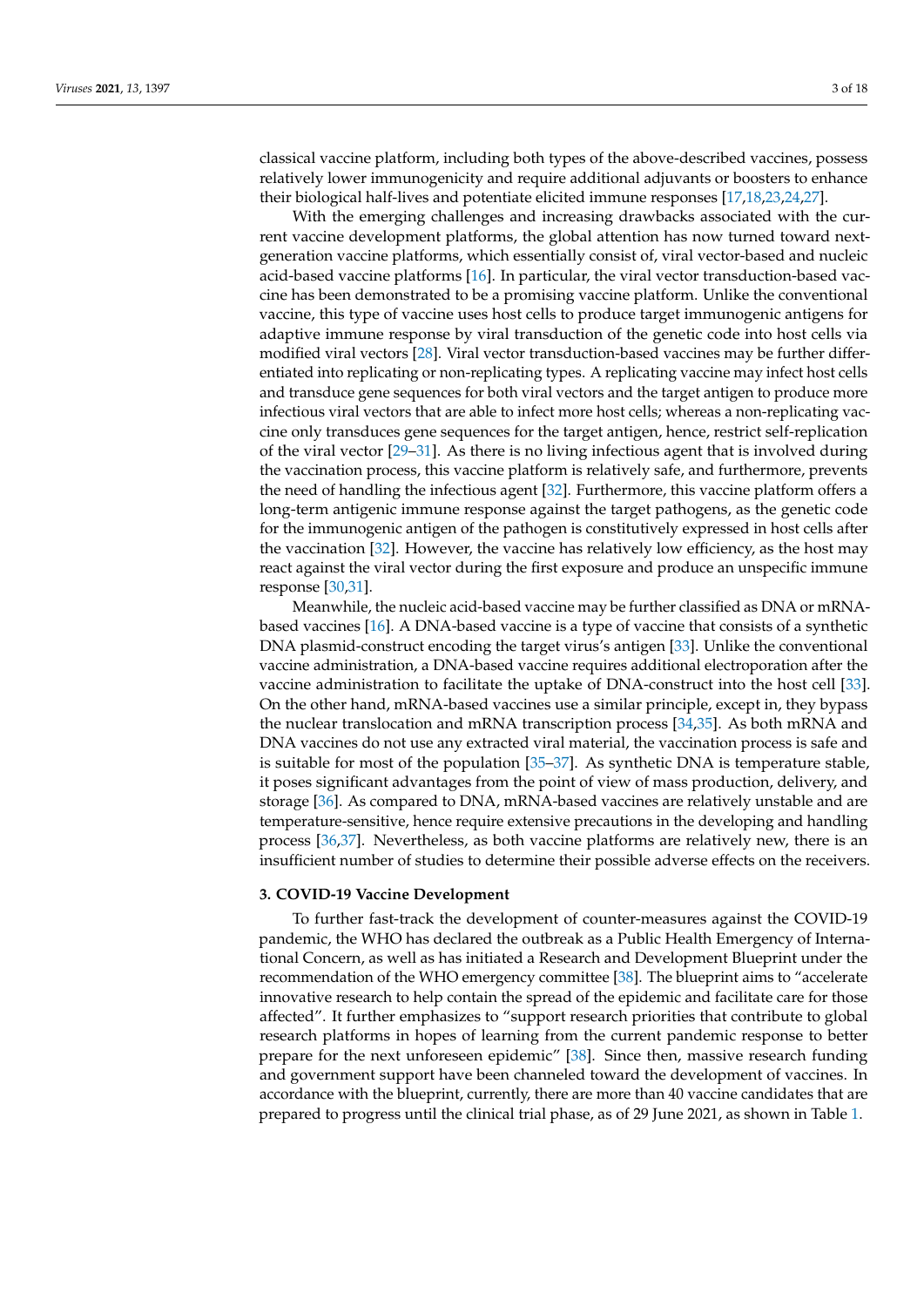classical vaccine platform, including both types of the above-described vaccines, possess relatively lower immunogenicity and require additional adjuvants or boosters to enhance their biological half-lives and potentiate elicited immune responses [17,18,23,24,27].

With the emerging challenges and increasing drawbacks associated with the current vaccine development platforms, the global attention has now turned toward next-generation vaccine platforms, which essentially consist of, viral vector-based and nucleic acid-based vaccine platforms [16]. In particular, the viral vector transduction-based vaccine has been demonstrated to be a promising vaccine platform. Unlike the conventional vaccine, this type of vaccine uses host cells to produce target immunogenic antigens for adaptive immune response by viral transduction of the genetic code into host cells via modified viral vectors [28]. Viral vector transduction-based vaccines may be further differentiated into replicating or non-replicating types. A replicating vaccine may infect host cells and transduce gene sequences for both viral vectors and the target antigen to produce more infectious viral vectors that are able to infect more host cells; whereas a non-replicating vaccine only transduces gene sequences for the target antigen, hence, restrict self-replication of the viral vector [29–31]. As there is no living infectious agent that is involved during the vaccination process, this vaccine platform is relatively safe, and furthermore, prevents the need of handling the infectious agent [32]. Furthermore, this vaccine platform offers a long-term antigenic immune response against the target pathogens, as the genetic code for the immunogenic antigen of the pathogen is constitutively expressed in host cells after the vaccination [32]. However, the vaccine has relatively low efficiency, as the host may react against the viral vector during the first exposure and produce an unspecific immune response [30,31].

Meanwhile, the nucleic acid-based vaccine may be further classified as DNA or mRNA-based vaccines [16]. A DNA-based vaccine is a type of vaccine that consists of a synthetic DNA plasmid-construct encoding the target virus's antigen [33]. Unlike the conventional vaccine administration, a DNA-based vaccine requires additional electroporation after the vaccine administration to facilitate the uptake of DNA-construct into the host cell [33]. On the other hand, mRNA-based vaccines use a similar principle, except in, they bypass the nuclear translocation and mRNA transcription process [34,35]. As both mRNA and DNA vaccines do not use any extracted viral material, the vaccination process is safe and is suitable for most of the population [35–37]. As synthetic DNA is temperature stable, it poses significant advantages from the point of view of mass production, delivery, and storage [36]. As compared to DNA, mRNA-based vaccines are relatively unstable and are temperature-sensitive, hence require extensive precautions in the developing and handling process [36,37]. Nevertheless, as both vaccine platforms are relatively new, there is an insufficient number of studies to determine their possible adverse effects on the receivers.

## 3. COVID-19 Vaccine Development

To further fast-track the development of counter-measures against the COVID-19 pandemic, the WHO has declared the outbreak as a Public Health Emergency of International Concern, as well as has initiated a Research and Development Blueprint under the recommendation of the WHO emergency committee [38]. The blueprint aims to "accelerate innovative research to help contain the spread of the epidemic and facilitate care for those affected". It further emphasizes to "support research priorities that contribute to global research platforms in hopes of learning from the current pandemic response to better prepare for the next unforeseen epidemic" [38]. Since then, massive research funding and government support have been channeled toward the development of vaccines. In accordance with the blueprint, currently, there are more than 40 vaccine candidates that are prepared to progress until the clinical trial phase, as of 29 June 2021, as shown in Table 1.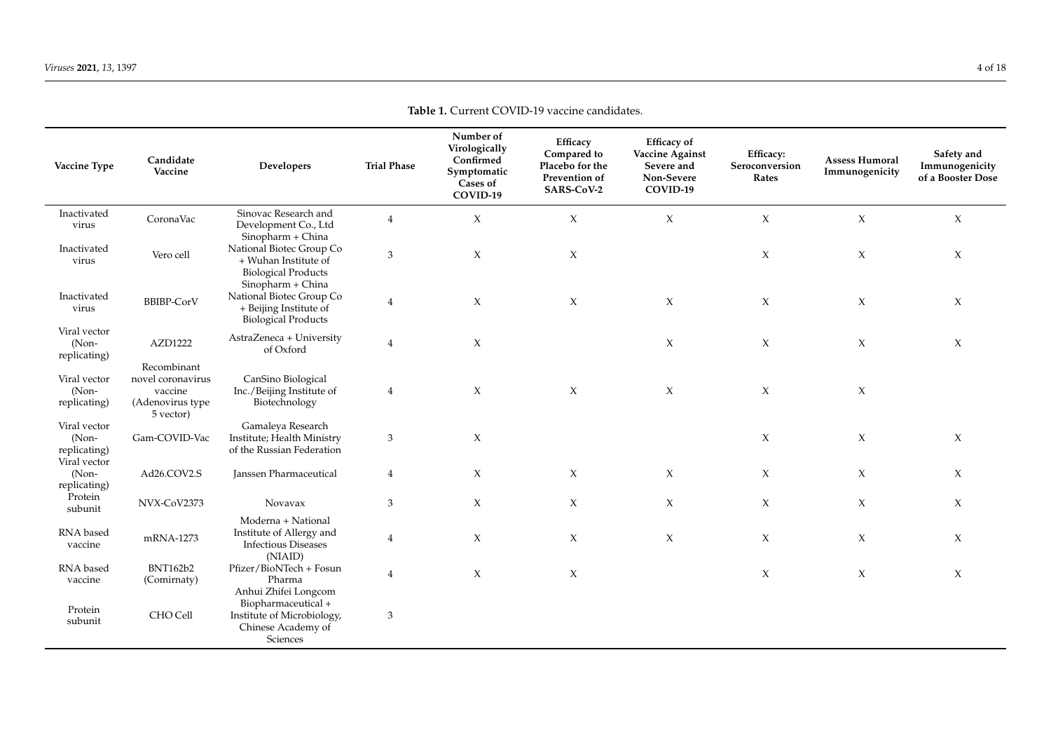**Table 1.** Current COVID-19 vaccine candidates.

| Vaccine Type | Candidate Vaccine | Developers | Trial Phase | Number of Virologically Confirmed Symptomatic Cases of COVID-19 | Efficacy Compared to Placebo for the Prevention of SARS-CoV-2 | Efficacy of Vaccine Against Severe and Non-Severe COVID-19 | Efficacy: Seroconversion Rates | Assess Humoral Immunogenicity | Safety and Immunogenicity of a Booster Dose |
|---|---|---|---|---|---|---|---|---|---|
| Inactivated virus | CoronaVac | Sinovac Research and Development Co., Ltd | 4 | X | X | X | X | X | X |
| Inactivated virus | Vero cell | Sinopharm + China National Biotec Group Co + Wuhan Institute of Biological Products | 3 | X | X | | X | X | X |
| Inactivated virus | BBIBP-CorV | Sinopharm + China National Biotec Group Co + Beijing Institute of Biological Products | 4 | X | X | X | X | X | X |
| Viral vector (Non-replicating) | AZD1222 | AstraZeneca + University of Oxford | 4 | X | | X | X | X | X |
| Viral vector (Non-replicating) | Recombinant novel coronavirus vaccine (Adenovirus type 5 vector) | CanSino Biological Inc./Beijing Institute of Biotechnology | 4 | X | X | X | X | X | |
| Viral vector (Non-replicating) | Gam-COVID-Vac | Gamaleya Research Institute; Health Ministry of the Russian Federation | 3 | X | | | X | X | X |
| Viral vector (Non-replicating) | Ad26.COV2.S | Janssen Pharmaceutical | 4 | X | X | X | X | X | X |
| Protein subunit | NVX-CoV2373 | Novavax | 3 | X | X | X | X | X | X |
| RNA based vaccine | mRNA-1273 | Moderna + National Institute of Allergy and Infectious Diseases (NIAID) | 4 | X | X | X | X | X | X |
| RNA based vaccine | BNT162b2 (Comirnaty) | Pfizer/BioNTech + Fosun Pharma | 4 | X | X | | X | X | X |
| Protein subunit | CHO Cell | Anhui Zhifei Longcom Biopharmaceutical + Institute of Microbiology, Chinese Academy of Sciences | 3 | | | | | | |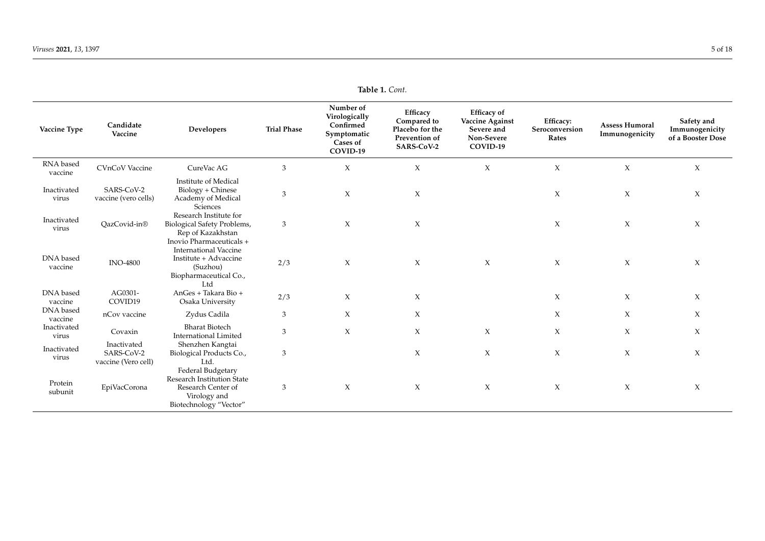**Table 1.** *Cont.*

| Vaccine Type | Candidate Vaccine | Developers | Trial Phase | Number of Virologically Confirmed Symptomatic Cases of COVID-19 | Efficacy Compared to Placebo for the Prevention of SARS-CoV-2 | Efficacy of Vaccine Against Severe and Non-Severe COVID-19 | Efficacy: Seroconversion Rates | Assess Humoral Immunogenicity | Safety and Immunogenicity of a Booster Dose |
|---|---|---|---|---|---|---|---|---|---|
| RNA based vaccine | CVnCoV Vaccine | CureVac AG | 3 | X | X | X | X | X | X |
| Inactivated virus | SARS-CoV-2 vaccine (vero cells) | Institute of Medical Biology + Chinese Academy of Medical Sciences | 3 | X | X | | X | X | X |
| Inactivated virus | QazCovid-in® | Research Institute for Biological Safety Problems, Rep of Kazakhstan | 3 | X | X | | X | X | X |
| DNA based vaccine | INO-4800 | Inovio Pharmaceuticals + International Vaccine Institute + Advaccine (Suzhou) Biopharmaceutical Co., Ltd | 2/3 | X | X | X | X | X | X |
| DNA based vaccine | AG0301-COVID19 | AnGes + Takara Bio + Osaka University | 2/3 | X | X | | X | X | X |
| DNA based vaccine | nCov vaccine | Zydus Cadila | 3 | X | X | | X | X | X |
| Inactivated virus | Covaxin | Bharat Biotech International Limited | 3 | X | X | X | X | X | X |
| Inactivated virus | Inactivated SARS-CoV-2 vaccine (Vero cell) | Shenzhen Kangtai Biological Products Co., Ltd. | 3 | | X | X | X | X | X |
| Protein subunit | EpiVacCorona | Federal Budgetary Research Institution State Research Center of Virology and Biotechnology "Vector" | 3 | X | X | X | X | X | X |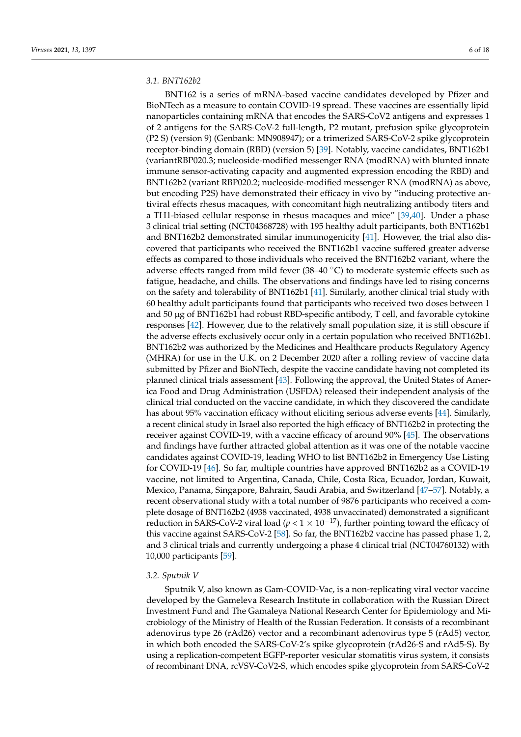### 3.1. BNT162b2

BNT162 is a series of mRNA-based vaccine candidates developed by Pfizer and BioNTech as a measure to contain COVID-19 spread. These vaccines are essentially lipid nanoparticles containing mRNA that encodes the SARS-CoV2 antigens and expresses 1 of 2 antigens for the SARS-CoV-2 full-length, P2 mutant, prefusion spike glycoprotein (P2 S) (version 9) (Genbank: MN908947); or a trimerized SARS-CoV-2 spike glycoprotein receptor-binding domain (RBD) (version 5) [39]. Notably, vaccine candidates, BNT162b1 (variantRBP020.3; nucleoside-modified messenger RNA (modRNA) with blunted innate immune sensor-activating capacity and augmented expression encoding the RBD) and BNT162b2 (variant RBP020.2; nucleoside-modified messenger RNA (modRNA) as above, but encoding P2S) have demonstrated their efficacy in vivo by "inducing protective antiviral effects rhesus macaques, with concomitant high neutralizing antibody titers and a TH1-biased cellular response in rhesus macaques and mice" [39,40]. Under a phase 3 clinical trial setting (NCT04368728) with 195 healthy adult participants, both BNT162b1 and BNT162b2 demonstrated similar immunogenicity [41]. However, the trial also discovered that participants who received the BNT162b1 vaccine suffered greater adverse effects as compared to those individuals who received the BNT162b2 variant, where the adverse effects ranged from mild fever (38–40 °C) to moderate systemic effects such as fatigue, headache, and chills. The observations and findings have led to rising concerns on the safety and tolerability of BNT162b1 [41]. Similarly, another clinical trial study with 60 healthy adult participants found that participants who received two doses between 1 and 50 μg of BNT162b1 had robust RBD-specific antibody, T cell, and favorable cytokine responses [42]. However, due to the relatively small population size, it is still obscure if the adverse effects exclusively occur only in a certain population who received BNT162b1. BNT162b2 was authorized by the Medicines and Healthcare products Regulatory Agency (MHRA) for use in the U.K. on 2 December 2020 after a rolling review of vaccine data submitted by Pfizer and BioNTech, despite the vaccine candidate having not completed its planned clinical trials assessment [43]. Following the approval, the United States of America Food and Drug Administration (USFDA) released their independent analysis of the clinical trial conducted on the vaccine candidate, in which they discovered the candidate has about 95% vaccination efficacy without eliciting serious adverse events [44]. Similarly, a recent clinical study in Israel also reported the high efficacy of BNT162b2 in protecting the receiver against COVID-19, with a vaccine efficacy of around 90% [45]. The observations and findings have further attracted global attention as it was one of the notable vaccine candidates against COVID-19, leading WHO to list BNT162b2 in Emergency Use Listing for COVID-19 [46]. So far, multiple countries have approved BNT162b2 as a COVID-19 vaccine, not limited to Argentina, Canada, Chile, Costa Rica, Ecuador, Jordan, Kuwait, Mexico, Panama, Singapore, Bahrain, Saudi Arabia, and Switzerland [47–57]. Notably, a recent observational study with a total number of 9876 participants who received a complete dosage of BNT162b2 (4938 vaccinated, 4938 unvaccinated) demonstrated a significant reduction in SARS-CoV-2 viral load ($p < 1 \times 10^{-17}$), further pointing toward the efficacy of this vaccine against SARS-CoV-2 [58]. So far, the BNT162b2 vaccine has passed phase 1, 2, and 3 clinical trials and currently undergoing a phase 4 clinical trial (NCT04760132) with 10,000 participants [59].

### 3.2. Sputnik V

Sputnik V, also known as Gam-COVID-Vac, is a non-replicating viral vector vaccine developed by the Gameleva Research Institute in collaboration with the Russian Direct Investment Fund and The Gamaleya National Research Center for Epidemiology and Microbiology of the Ministry of Health of the Russian Federation. It consists of a recombinant adenovirus type 26 (rAd26) vector and a recombinant adenovirus type 5 (rAd5) vector, in which both encoded the SARS-CoV-2's spike glycoprotein (rAd26-S and rAd5-S). By using a replication-competent EGFP-reporter vesicular stomatitis virus system, it consists of recombinant DNA, rcVSV-CoV2-S, which encodes spike glycoprotein from SARS-CoV-2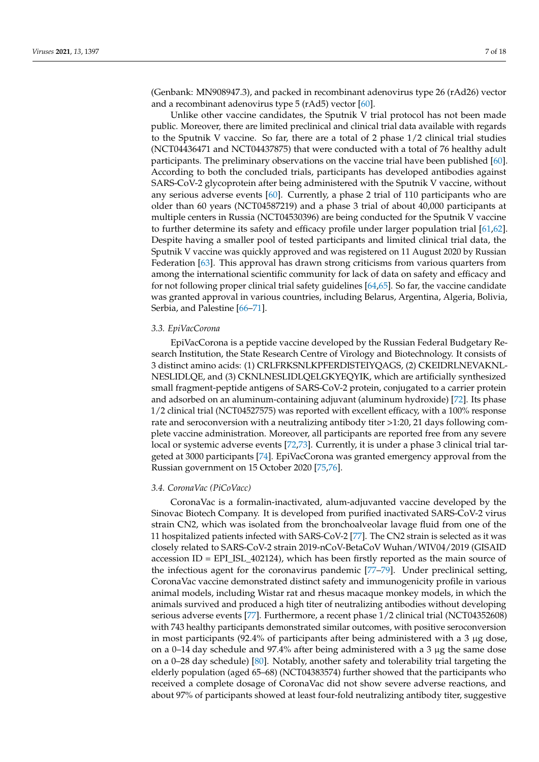(Genbank: MN908947.3), and packed in recombinant adenovirus type 26 (rAd26) vector and a recombinant adenovirus type 5 (rAd5) vector [60].

Unlike other vaccine candidates, the Sputnik V trial protocol has not been made public. Moreover, there are limited preclinical and clinical trial data available with regards to the Sputnik V vaccine. So far, there are a total of 2 phase 1/2 clinical trial studies (NCT04436471 and NCT04437875) that were conducted with a total of 76 healthy adult participants. The preliminary observations on the vaccine trial have been published [60]. According to both the concluded trials, participants has developed antibodies against SARS-CoV-2 glycoprotein after being administered with the Sputnik V vaccine, without any serious adverse events [60]. Currently, a phase 2 trial of 110 participants who are older than 60 years (NCT04587219) and a phase 3 trial of about 40,000 participants at multiple centers in Russia (NCT04530396) are being conducted for the Sputnik V vaccine to further determine its safety and efficacy profile under larger population trial [61,62]. Despite having a smaller pool of tested participants and limited clinical trial data, the Sputnik V vaccine was quickly approved and was registered on 11 August 2020 by Russian Federation [63]. This approval has drawn strong criticisms from various quarters from among the international scientific community for lack of data on safety and efficacy and for not following proper clinical trial safety guidelines [64,65]. So far, the vaccine candidate was granted approval in various countries, including Belarus, Argentina, Algeria, Bolivia, Serbia, and Palestine [66–71].

### 3.3. EpiVacCorona

EpiVacCorona is a peptide vaccine developed by the Russian Federal Budgetary Research Institution, the State Research Centre of Virology and Biotechnology. It consists of 3 distinct amino acids: (1) CRLFRKSNLKPFERDISTEIYQAGS, (2) CKEIDRLNEVAKNLNESLIDLQE, and (3) CKNLNESLIDLQELGKYEQYIK, which are artificially synthesized small fragment-peptide antigens of SARS-CoV-2 protein, conjugated to a carrier protein and adsorbed on an aluminum-containing adjuvant (aluminum hydroxide) [72]. Its phase 1/2 clinical trial (NCT04527575) was reported with excellent efficacy, with a 100% response rate and seroconversion with a neutralizing antibody titer >1:20, 21 days following complete vaccine administration. Moreover, all participants are reported free from any severe local or systemic adverse events [72,73]. Currently, it is under a phase 3 clinical trial targeted at 3000 participants [74]. EpiVacCorona was granted emergency approval from the Russian government on 15 October 2020 [75,76].

### 3.4. CoronaVac (PiCoVacc)

CoronaVac is a formalin-inactivated, alum-adjuvanted vaccine developed by the Sinovac Biotech Company. It is developed from purified inactivated SARS-CoV-2 virus strain CN2, which was isolated from the bronchoalveolar lavage fluid from one of the 11 hospitalized patients infected with SARS-CoV-2 [77]. The CN2 strain is selected as it was closely related to SARS-CoV-2 strain 2019-nCoV-BetaCoV Wuhan/WIV04/2019 (GISAID accession ID = EPI_ISL_402124), which has been firstly reported as the main source of the infectious agent for the coronavirus pandemic [77–79]. Under preclinical setting, CoronaVac vaccine demonstrated distinct safety and immunogenicity profile in various animal models, including Wistar rat and rhesus macaque monkey models, in which the animals survived and produced a high titer of neutralizing antibodies without developing serious adverse events [77]. Furthermore, a recent phase 1/2 clinical trial (NCT04352608) with 743 healthy participants demonstrated similar outcomes, with positive seroconversion in most participants (92.4% of participants after being administered with a 3 μg dose, on a 0–14 day schedule and 97.4% after being administered with a 3 μg the same dose on a 0–28 day schedule) [80]. Notably, another safety and tolerability trial targeting the elderly population (aged 65–68) (NCT04383574) further showed that the participants who received a complete dosage of CoronaVac did not show severe adverse reactions, and about 97% of participants showed at least four-fold neutralizing antibody titer, suggestive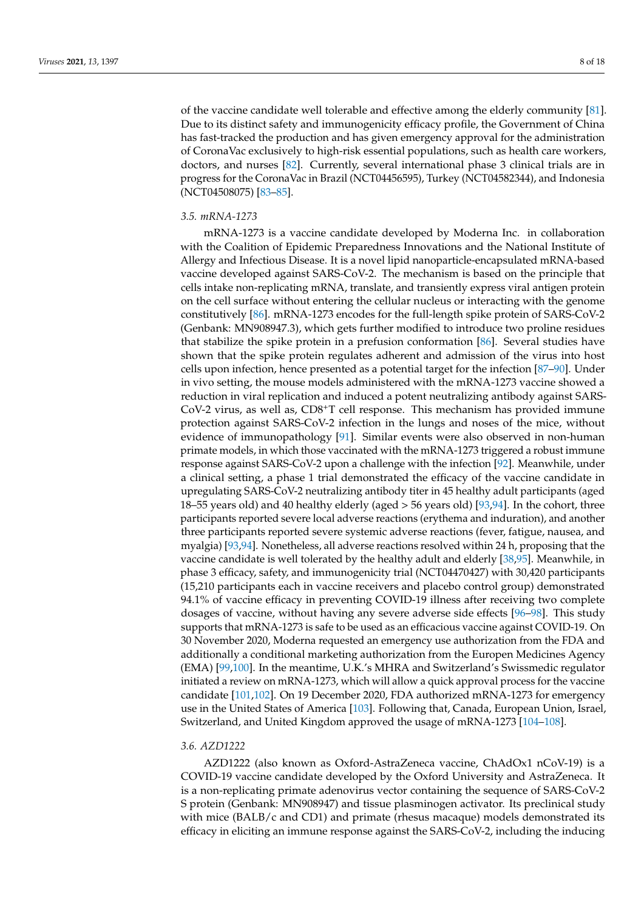of the vaccine candidate well tolerable and effective among the elderly community [81]. Due to its distinct safety and immunogenicity efficacy profile, the Government of China has fast-tracked the production and has given emergency approval for the administration of CoronaVac exclusively to high-risk essential populations, such as health care workers, doctors, and nurses [82]. Currently, several international phase 3 clinical trials are in progress for the CoronaVac in Brazil (NCT04456595), Turkey (NCT04582344), and Indonesia (NCT04508075) [83–85].

### 3.5. mRNA-1273

mRNA-1273 is a vaccine candidate developed by Moderna Inc. in collaboration with the Coalition of Epidemic Preparedness Innovations and the National Institute of Allergy and Infectious Disease. It is a novel lipid nanoparticle-encapsulated mRNA-based vaccine developed against SARS-CoV-2. The mechanism is based on the principle that cells intake non-replicating mRNA, translate, and transiently express viral antigen protein on the cell surface without entering the cellular nucleus or interacting with the genome constitutively [86]. mRNA-1273 encodes for the full-length spike protein of SARS-CoV-2 (Genbank: MN908947.3), which gets further modified to introduce two proline residues that stabilize the spike protein in a prefusion conformation [86]. Several studies have shown that the spike protein regulates adherent and admission of the virus into host cells upon infection, hence presented as a potential target for the infection [87–90]. Under in vivo setting, the mouse models administered with the mRNA-1273 vaccine showed a reduction in viral replication and induced a potent neutralizing antibody against SARS-CoV-2 virus, as well as, CD8$^+$T cell response. This mechanism has provided immune protection against SARS-CoV-2 infection in the lungs and noses of the mice, without evidence of immunopathology [91]. Similar events were also observed in non-human primate models, in which those vaccinated with the mRNA-1273 triggered a robust immune response against SARS-CoV-2 upon a challenge with the infection [92]. Meanwhile, under a clinical setting, a phase 1 trial demonstrated the efficacy of the vaccine candidate in upregulating SARS-CoV-2 neutralizing antibody titer in 45 healthy adult participants (aged 18–55 years old) and 40 healthy elderly (aged > 56 years old) [93,94]. In the cohort, three participants reported severe local adverse reactions (erythema and induration), and another three participants reported severe systemic adverse reactions (fever, fatigue, nausea, and myalgia) [93,94]. Nonetheless, all adverse reactions resolved within 24 h, proposing that the vaccine candidate is well tolerated by the healthy adult and elderly [38,95]. Meanwhile, in phase 3 efficacy, safety, and immunogenicity trial (NCT04470427) with 30,420 participants (15,210 participants each in vaccine receivers and placebo control group) demonstrated 94.1% of vaccine efficacy in preventing COVID-19 illness after receiving two complete dosages of vaccine, without having any severe adverse side effects [96–98]. This study supports that mRNA-1273 is safe to be used as an efficacious vaccine against COVID-19. On 30 November 2020, Moderna requested an emergency use authorization from the FDA and additionally a conditional marketing authorization from the Europen Medicines Agency (EMA) [99,100]. In the meantime, U.K.'s MHRA and Switzerland's Swissmedic regulator initiated a review on mRNA-1273, which will allow a quick approval process for the vaccine candidate [101,102]. On 19 December 2020, FDA authorized mRNA-1273 for emergency use in the United States of America [103]. Following that, Canada, European Union, Israel, Switzerland, and United Kingdom approved the usage of mRNA-1273 [104–108].

### 3.6. AZD1222

AZD1222 (also known as Oxford-AstraZeneca vaccine, ChAdOx1 nCoV-19) is a COVID-19 vaccine candidate developed by the Oxford University and AstraZeneca. It is a non-replicating primate adenovirus vector containing the sequence of SARS-CoV-2 S protein (Genbank: MN908947) and tissue plasminogen activator. Its preclinical study with mice (BALB/c and CD1) and primate (rhesus macaque) models demonstrated its efficacy in eliciting an immune response against the SARS-CoV-2, including the inducing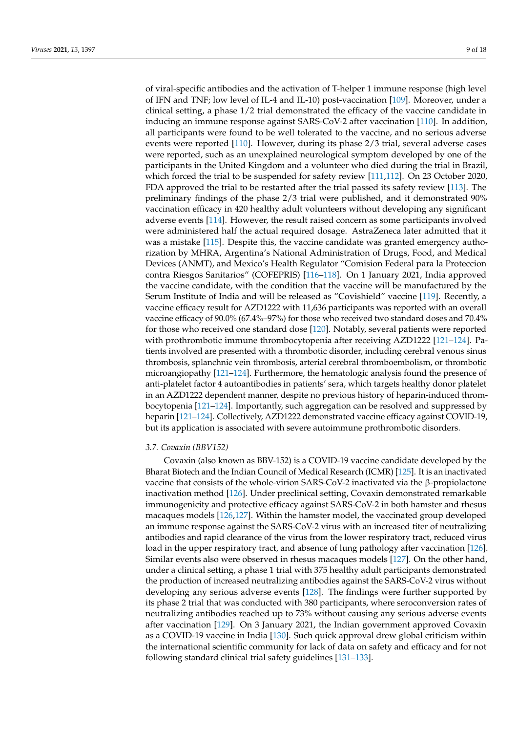of viral-specific antibodies and the activation of T-helper 1 immune response (high level of IFN and TNF; low level of IL-4 and IL-10) post-vaccination [109]. Moreover, under a clinical setting, a phase 1/2 trial demonstrated the efficacy of the vaccine candidate in inducing an immune response against SARS-CoV-2 after vaccination [110]. In addition, all participants were found to be well tolerated to the vaccine, and no serious adverse events were reported [110]. However, during its phase 2/3 trial, several adverse cases were reported, such as an unexplained neurological symptom developed by one of the participants in the United Kingdom and a volunteer who died during the trial in Brazil, which forced the trial to be suspended for safety review [111,112]. On 23 October 2020, FDA approved the trial to be restarted after the trial passed its safety review [113]. The preliminary findings of the phase 2/3 trial were published, and it demonstrated 90% vaccination efficacy in 420 healthy adult volunteers without developing any significant adverse events [114]. However, the result raised concern as some participants involved were administered half the actual required dosage. AstraZeneca later admitted that it was a mistake [115]. Despite this, the vaccine candidate was granted emergency authorization by MHRA, Argentina's National Administration of Drugs, Food, and Medical Devices (ANMT), and Mexico's Health Regulator "Comision Federal para la Proteccion contra Riesgos Sanitarios" (COFEPRIS) [116–118]. On 1 January 2021, India approved the vaccine candidate, with the condition that the vaccine will be manufactured by the Serum Institute of India and will be released as "Covishield" vaccine [119]. Recently, a vaccine efficacy result for AZD1222 with 11,636 participants was reported with an overall vaccine efficacy of 90.0% (67.4%–97%) for those who received two standard doses and 70.4% for those who received one standard dose [120]. Notably, several patients were reported with prothrombotic immune thrombocytopenia after receiving AZD1222 [121–124]. Patients involved are presented with a thrombotic disorder, including cerebral venous sinus thrombosis, splanchnic vein thrombosis, arterial cerebral thromboembolism, or thrombotic microangiopathy [121–124]. Furthermore, the hematologic analysis found the presence of anti-platelet factor 4 autoantibodies in patients' sera, which targets healthy donor platelet in an AZD1222 dependent manner, despite no previous history of heparin-induced thrombocytopenia [121–124]. Importantly, such aggregation can be resolved and suppressed by heparin [121–124]. Collectively, AZD1222 demonstrated vaccine efficacy against COVID-19, but its application is associated with severe autoimmune prothrombotic disorders.

### 3.7. Covaxin (BBV152)

Covaxin (also known as BBV-152) is a COVID-19 vaccine candidate developed by the Bharat Biotech and the Indian Council of Medical Research (ICMR) [125]. It is an inactivated vaccine that consists of the whole-virion SARS-CoV-2 inactivated via the β-propiolactone inactivation method [126]. Under preclinical setting, Covaxin demonstrated remarkable immunogenicity and protective efficacy against SARS-CoV-2 in both hamster and rhesus macaques models [126,127]. Within the hamster model, the vaccinated group developed an immune response against the SARS-CoV-2 virus with an increased titer of neutralizing antibodies and rapid clearance of the virus from the lower respiratory tract, reduced virus load in the upper respiratory tract, and absence of lung pathology after vaccination [126]. Similar events also were observed in rhesus macaques models [127]. On the other hand, under a clinical setting, a phase 1 trial with 375 healthy adult participants demonstrated the production of increased neutralizing antibodies against the SARS-CoV-2 virus without developing any serious adverse events [128]. The findings were further supported by its phase 2 trial that was conducted with 380 participants, where seroconversion rates of neutralizing antibodies reached up to 73% without causing any serious adverse events after vaccination [129]. On 3 January 2021, the Indian government approved Covaxin as a COVID-19 vaccine in India [130]. Such quick approval drew global criticism within the international scientific community for lack of data on safety and efficacy and for not following standard clinical trial safety guidelines [131–133].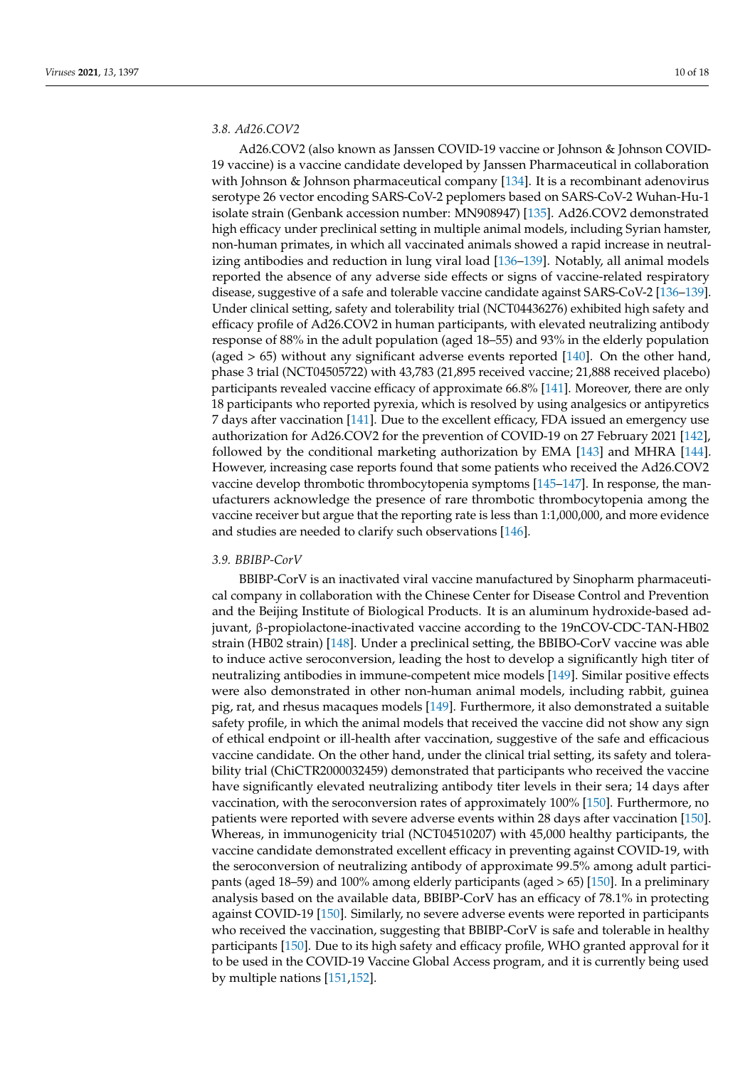### 3.8. Ad26.COV2

Ad26.COV2 (also known as Janssen COVID-19 vaccine or Johnson & Johnson COVID-19 vaccine) is a vaccine candidate developed by Janssen Pharmaceutical in collaboration with Johnson & Johnson pharmaceutical company [134]. It is a recombinant adenovirus serotype 26 vector encoding SARS-CoV-2 peplomers based on SARS-CoV-2 Wuhan-Hu-1 isolate strain (Genbank accession number: MN908947) [135]. Ad26.COV2 demonstrated high efficacy under preclinical setting in multiple animal models, including Syrian hamster, non-human primates, in which all vaccinated animals showed a rapid increase in neutralizing antibodies and reduction in lung viral load [136–139]. Notably, all animal models reported the absence of any adverse side effects or signs of vaccine-related respiratory disease, suggestive of a safe and tolerable vaccine candidate against SARS-CoV-2 [136–139]. Under clinical setting, safety and tolerability trial (NCT04436276) exhibited high safety and efficacy profile of Ad26.COV2 in human participants, with elevated neutralizing antibody response of 88% in the adult population (aged 18–55) and 93% in the elderly population (aged > 65) without any significant adverse events reported [140]. On the other hand, phase 3 trial (NCT04505722) with 43,783 (21,895 received vaccine; 21,888 received placebo) participants revealed vaccine efficacy of approximate 66.8% [141]. Moreover, there are only 18 participants who reported pyrexia, which is resolved by using analgesics or antipyretics 7 days after vaccination [141]. Due to the excellent efficacy, FDA issued an emergency use authorization for Ad26.COV2 for the prevention of COVID-19 on 27 February 2021 [142], followed by the conditional marketing authorization by EMA [143] and MHRA [144]. However, increasing case reports found that some patients who received the Ad26.COV2 vaccine develop thrombotic thrombocytopenia symptoms [145–147]. In response, the manufacturers acknowledge the presence of rare thrombotic thrombocytopenia among the vaccine receiver but argue that the reporting rate is less than 1:1,000,000, and more evidence and studies are needed to clarify such observations [146].

### 3.9. BBIBP-CorV

BBIBP-CorV is an inactivated viral vaccine manufactured by Sinopharm pharmaceutical company in collaboration with the Chinese Center for Disease Control and Prevention and the Beijing Institute of Biological Products. It is an aluminum hydroxide-based adjuvant, β-propiolactone-inactivated vaccine according to the 19nCOV-CDC-TAN-HB02 strain (HB02 strain) [148]. Under a preclinical setting, the BBIBO-CorV vaccine was able to induce active seroconversion, leading the host to develop a significantly high titer of neutralizing antibodies in immune-competent mice models [149]. Similar positive effects were also demonstrated in other non-human animal models, including rabbit, guinea pig, rat, and rhesus macaques models [149]. Furthermore, it also demonstrated a suitable safety profile, in which the animal models that received the vaccine did not show any sign of ethical endpoint or ill-health after vaccination, suggestive of the safe and efficacious vaccine candidate. On the other hand, under the clinical trial setting, its safety and tolerability trial (ChiCTR2000032459) demonstrated that participants who received the vaccine have significantly elevated neutralizing antibody titer levels in their sera; 14 days after vaccination, with the seroconversion rates of approximately 100% [150]. Furthermore, no patients were reported with severe adverse events within 28 days after vaccination [150]. Whereas, in immunogenicity trial (NCT04510207) with 45,000 healthy participants, the vaccine candidate demonstrated excellent efficacy in preventing against COVID-19, with the seroconversion of neutralizing antibody of approximate 99.5% among adult participants (aged 18–59) and 100% among elderly participants (aged > 65) [150]. In a preliminary analysis based on the available data, BBIBP-CorV has an efficacy of 78.1% in protecting against COVID-19 [150]. Similarly, no severe adverse events were reported in participants who received the vaccination, suggesting that BBIBP-CorV is safe and tolerable in healthy participants [150]. Due to its high safety and efficacy profile, WHO granted approval for it to be used in the COVID-19 Vaccine Global Access program, and it is currently being used by multiple nations [151,152].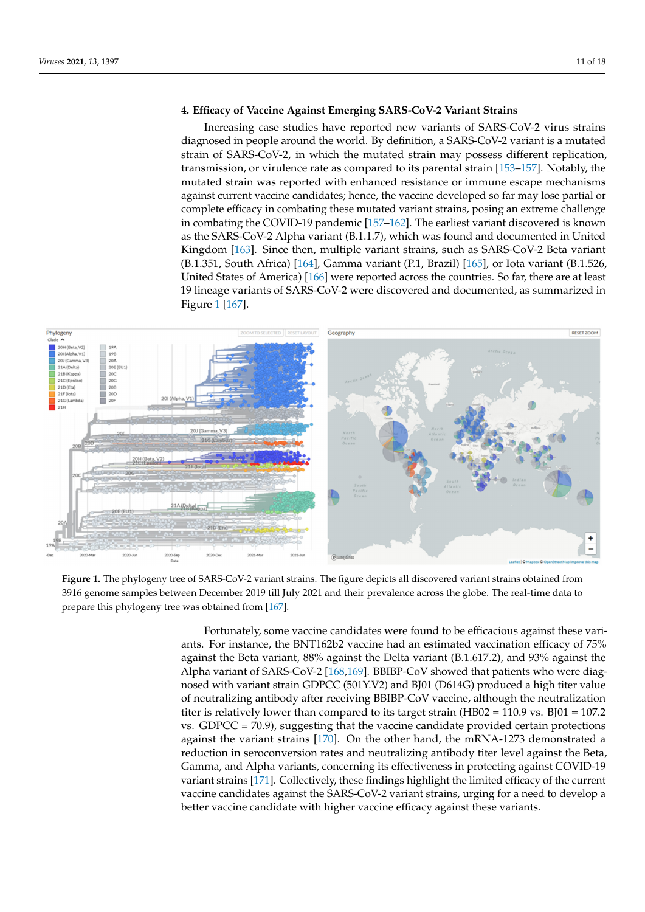## 4. Efficacy of Vaccine Against Emerging SARS-CoV-2 Variant Strains

Increasing case studies have reported new variants of SARS-CoV-2 virus strains diagnosed in people around the world. By definition, a SARS-CoV-2 variant is a mutated strain of SARS-CoV-2, in which the mutated strain may possess different replication, transmission, or virulence rate as compared to its parental strain [153–157]. Notably, the mutated strain was reported with enhanced resistance or immune escape mechanisms against current vaccine candidates; hence, the vaccine developed so far may lose partial or complete efficacy in combating these mutated variant strains, posing an extreme challenge in combating the COVID-19 pandemic [157–162]. The earliest variant discovered is known as the SARS-CoV-2 Alpha variant (B.1.1.7), which was found and documented in United Kingdom [163]. Since then, multiple variant strains, such as SARS-CoV-2 Beta variant (B.1.351, South Africa) [164], Gamma variant (P.1, Brazil) [165], or Iota variant (B.1.526, United States of America) [166] were reported across the countries. So far, there are at least 19 lineage variants of SARS-CoV-2 were discovered and documented, as summarized in Figure 1 [167].

**Figure 1.** The phylogeny tree of SARS-CoV-2 variant strains. The figure depicts all discovered variant strains obtained from 3916 genome samples between December 2019 till July 2021 and their prevalence across the globe. The real-time data to prepare this phylogeny tree was obtained from [167].

Fortunately, some vaccine candidates were found to be efficacious against these variants. For instance, the BNT162b2 vaccine had an estimated vaccination efficacy of 75% against the Beta variant, 88% against the Delta variant (B.1.617.2), and 93% against the Alpha variant of SARS-CoV-2 [168,169]. BBIBP-CoV showed that patients who were diagnosed with variant strain GDPCC (501Y.V2) and BJ01 (D614G) produced a high titer value of neutralizing antibody after receiving BBIBP-CoV vaccine, although the neutralization titer is relatively lower than compared to its target strain (HB02 = 110.9 vs. BJ01 = 107.2 vs. GDPCC = 70.9), suggesting that the vaccine candidate provided certain protections against the variant strains [170]. On the other hand, the mRNA-1273 demonstrated a reduction in seroconversion rates and neutralizing antibody titer level against the Beta, Gamma, and Alpha variants, concerning its effectiveness in protecting against COVID-19 variant strains [171]. Collectively, these findings highlight the limited efficacy of the current vaccine candidates against the SARS-CoV-2 variant strains, urging for a need to develop a better vaccine candidate with higher vaccine efficacy against these variants.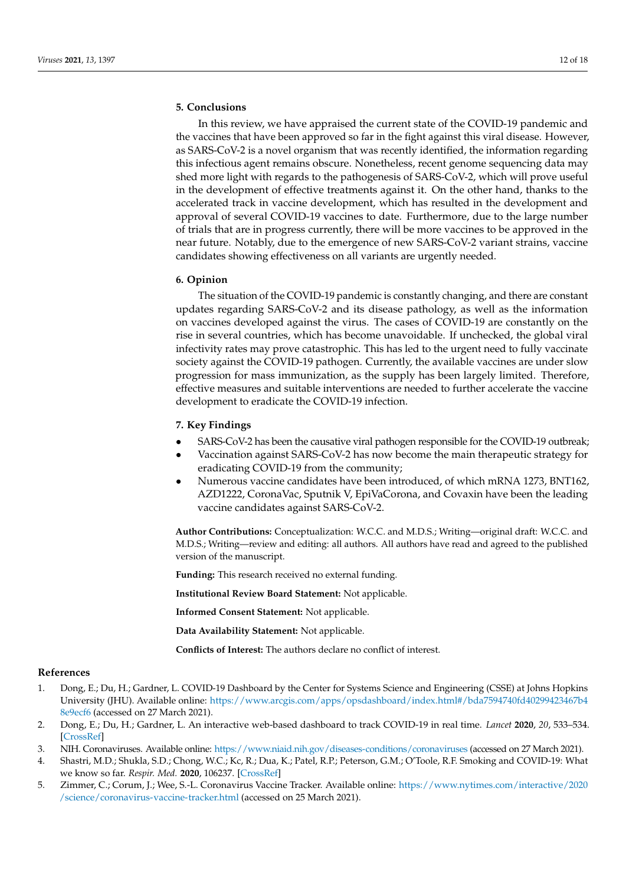## 5. Conclusions

In this review, we have appraised the current state of the COVID-19 pandemic and the vaccines that have been approved so far in the fight against this viral disease. However, as SARS-CoV-2 is a novel organism that was recently identified, the information regarding this infectious agent remains obscure. Nonetheless, recent genome sequencing data may shed more light with regards to the pathogenesis of SARS-CoV-2, which will prove useful in the development of effective treatments against it. On the other hand, thanks to the accelerated track in vaccine development, which has resulted in the development and approval of several COVID-19 vaccines to date. Furthermore, due to the large number of trials that are in progress currently, there will be more vaccines to be approved in the near future. Notably, due to the emergence of new SARS-CoV-2 variant strains, vaccine candidates showing effectiveness on all variants are urgently needed.

## 6. Opinion

The situation of the COVID-19 pandemic is constantly changing, and there are constant updates regarding SARS-CoV-2 and its disease pathology, as well as the information on vaccines developed against the virus. The cases of COVID-19 are constantly on the rise in several countries, which has become unavoidable. If unchecked, the global viral infectivity rates may prove catastrophic. This has led to the urgent need to fully vaccinate society against the COVID-19 pathogen. Currently, the available vaccines are under slow progression for mass immunization, as the supply has been largely limited. Therefore, effective measures and suitable interventions are needed to further accelerate the vaccine development to eradicate the COVID-19 infection.

## 7. Key Findings

- SARS-CoV-2 has been the causative viral pathogen responsible for the COVID-19 outbreak;
- Vaccination against SARS-CoV-2 has now become the main therapeutic strategy for eradicating COVID-19 from the community;
- Numerous vaccine candidates have been introduced, of which mRNA 1273, BNT162, AZD1222, CoronaVac, Sputnik V, EpiVaCorona, and Covaxin have been the leading vaccine candidates against SARS-CoV-2.

**Author Contributions:** Conceptualization: W.C.C. and M.D.S.; Writing—original draft: W.C.C. and M.D.S.; Writing—review and editing: all authors. All authors have read and agreed to the published version of the manuscript.

**Funding:** This research received no external funding.

**Institutional Review Board Statement:** Not applicable.

**Informed Consent Statement:** Not applicable.

**Data Availability Statement:** Not applicable.

**Conflicts of Interest:** The authors declare no conflict of interest.

## References

1. Dong, E.; Du, H.; Gardner, L. COVID-19 Dashboard by the Center for Systems Science and Engineering (CSSE) at Johns Hopkins University (JHU). Available online: https://www.arcgis.com/apps/opsdashboard/index.html#/bda7594740fd40299423467b48e9ecf6 (accessed on 27 March 2021).
2. Dong, E.; Du, H.; Gardner, L. An interactive web-based dashboard to track COVID-19 in real time. *Lancet* **2020**, *20*, 533–534. [CrossRef]
3. NIH. Coronaviruses. Available online: https://www.niaid.nih.gov/diseases-conditions/coronaviruses (accessed on 27 March 2021).
4. Shastri, M.D.; Shukla, S.D.; Chong, W.C.; Kc, R.; Dua, K.; Patel, R.P.; Peterson, G.M.; O'Toole, R.F. Smoking and COVID-19: What we know so far. *Respir. Med.* **2020**, 106237. [CrossRef]
5. Zimmer, C.; Corum, J.; Wee, S.-L. Coronavirus Vaccine Tracker. Available online: https://www.nytimes.com/interactive/2020/science/coronavirus-vaccine-tracker.html (accessed on 25 March 2021).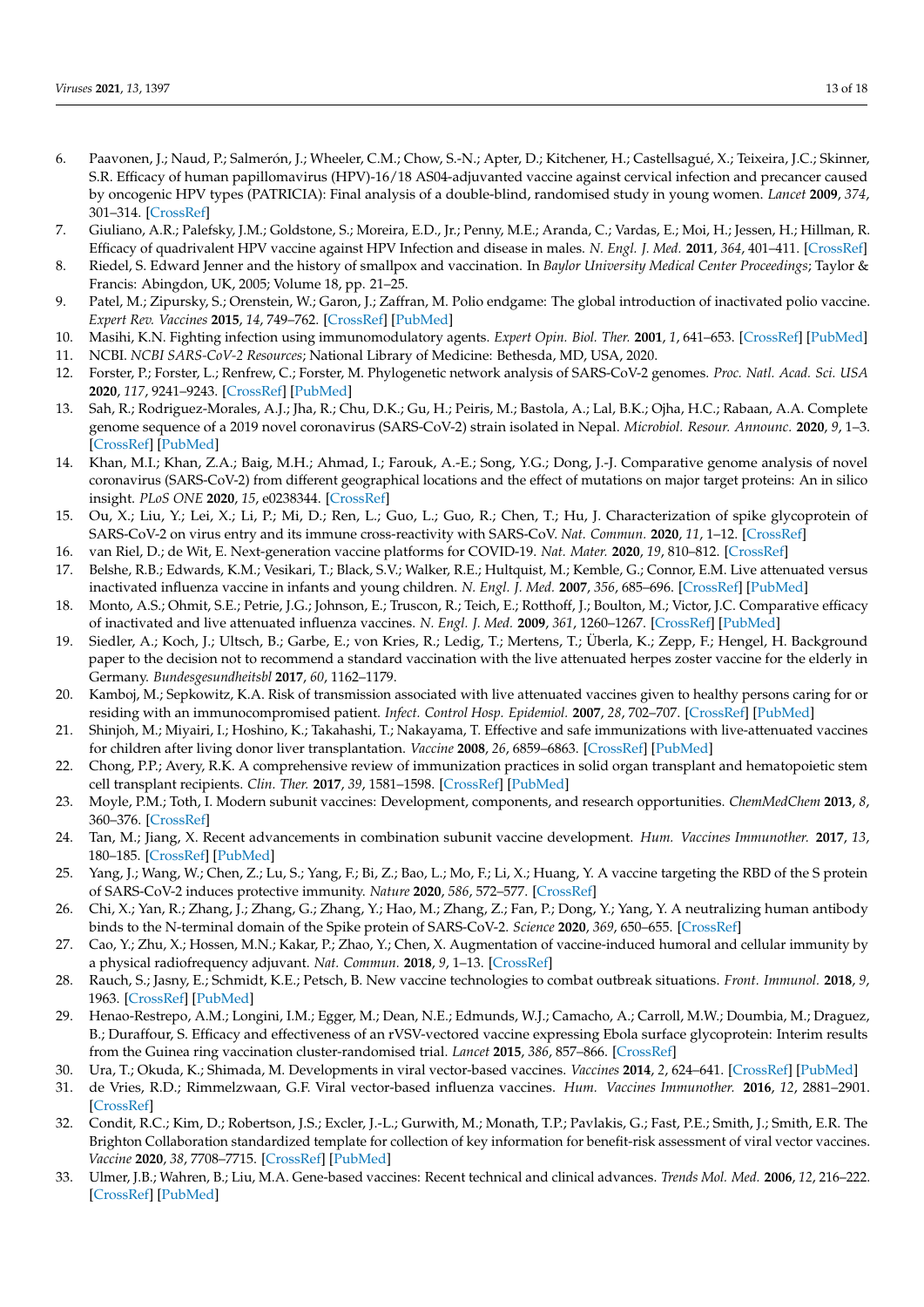6. Paavonen, J.; Naud, P.; Salmerón, J.; Wheeler, C.M.; Chow, S.-N.; Apter, D.; Kitchener, H.; Castellsagué, X.; Teixeira, J.C.; Skinner, S.R. Efficacy of human papillomavirus (HPV)-16/18 AS04-adjuvanted vaccine against cervical infection and precancer caused by oncogenic HPV types (PATRICIA): Final analysis of a double-blind, randomised study in young women. *Lancet* **2009**, *374*, 301–314. [CrossRef]
7. Giuliano, A.R.; Palefsky, J.M.; Goldstone, S.; Moreira, E.D., Jr.; Penny, M.E.; Aranda, C.; Vardas, E.; Moi, H.; Jessen, H.; Hillman, R. Efficacy of quadrivalent HPV vaccine against HPV Infection and disease in males. *N. Engl. J. Med.* **2011**, *364*, 401–411. [CrossRef]
8. Riedel, S. Edward Jenner and the history of smallpox and vaccination. In *Baylor University Medical Center Proceedings*; Taylor & Francis: Abingdon, UK, 2005; Volume 18, pp. 21–25.
9. Patel, M.; Zipursky, S.; Orenstein, W.; Garon, J.; Zaffran, M. Polio endgame: The global introduction of inactivated polio vaccine. *Expert Rev. Vaccines* **2015**, *14*, 749–762. [CrossRef] [PubMed]
10. Masihi, K.N. Fighting infection using immunomodulatory agents. *Expert Opin. Biol. Ther.* **2001**, *1*, 641–653. [CrossRef] [PubMed]
11. NCBI. *NCBI SARS-CoV-2 Resources*; National Library of Medicine: Bethesda, MD, USA, 2020.
12. Forster, P.; Forster, L.; Renfrew, C.; Forster, M. Phylogenetic network analysis of SARS-CoV-2 genomes. *Proc. Natl. Acad. Sci. USA* **2020**, *117*, 9241–9243. [CrossRef] [PubMed]
13. Sah, R.; Rodriguez-Morales, A.J.; Jha, R.; Chu, D.K.; Gu, H.; Peiris, M.; Bastola, A.; Lal, B.K.; Ojha, H.C.; Rabaan, A.A. Complete genome sequence of a 2019 novel coronavirus (SARS-CoV-2) strain isolated in Nepal. *Microbiol. Resour. Announc.* **2020**, *9*, 1–3. [CrossRef] [PubMed]
14. Khan, M.I.; Khan, Z.A.; Baig, M.H.; Ahmad, I.; Farouk, A.-E.; Song, Y.G.; Dong, J.-J. Comparative genome analysis of novel coronavirus (SARS-CoV-2) from different geographical locations and the effect of mutations on major target proteins: An in silico insight. *PLoS ONE* **2020**, *15*, e0238344. [CrossRef]
15. Ou, X.; Liu, Y.; Lei, X.; Li, P.; Mi, D.; Ren, L.; Guo, L.; Guo, R.; Chen, T.; Hu, J. Characterization of spike glycoprotein of SARS-CoV-2 on virus entry and its immune cross-reactivity with SARS-CoV. *Nat. Commun.* **2020**, *11*, 1–12. [CrossRef]
16. van Riel, D.; de Wit, E. Next-generation vaccine platforms for COVID-19. *Nat. Mater.* **2020**, *19*, 810–812. [CrossRef]
17. Belshe, R.B.; Edwards, K.M.; Vesikari, T.; Black, S.V.; Walker, R.E.; Hultquist, M.; Kemble, G.; Connor, E.M. Live attenuated versus inactivated influenza vaccine in infants and young children. *N. Engl. J. Med.* **2007**, *356*, 685–696. [CrossRef] [PubMed]
18. Monto, A.S.; Ohmit, S.E.; Petrie, J.G.; Johnson, E.; Truscon, R.; Teich, E.; Rotthoff, J.; Boulton, M.; Victor, J.C. Comparative efficacy of inactivated and live attenuated influenza vaccines. *N. Engl. J. Med.* **2009**, *361*, 1260–1267. [CrossRef] [PubMed]
19. Siedler, A.; Koch, J.; Ultsch, B.; Garbe, E.; von Kries, R.; Ledig, T.; Mertens, T.; Überla, K.; Zepp, F.; Hengel, H. Background paper to the decision not to recommend a standard vaccination with the live attenuated herpes zoster vaccine for the elderly in Germany. *Bundesgesundheitsbl* **2017**, *60*, 1162–1179.
20. Kamboj, M.; Sepkowitz, K.A. Risk of transmission associated with live attenuated vaccines given to healthy persons caring for or residing with an immunocompromised patient. *Infect. Control Hosp. Epidemiol.* **2007**, *28*, 702–707. [CrossRef] [PubMed]
21. Shinjoh, M.; Miyairi, I.; Hoshino, K.; Takahashi, T.; Nakayama, T. Effective and safe immunizations with live-attenuated vaccines for children after living donor liver transplantation. *Vaccine* **2008**, *26*, 6859–6863. [CrossRef] [PubMed]
22. Chong, P.P.; Avery, R.K. A comprehensive review of immunization practices in solid organ transplant and hematopoietic stem cell transplant recipients. *Clin. Ther.* **2017**, *39*, 1581–1598. [CrossRef] [PubMed]
23. Moyle, P.M.; Toth, I. Modern subunit vaccines: Development, components, and research opportunities. *ChemMedChem* **2013**, *8*, 360–376. [CrossRef]
24. Tan, M.; Jiang, X. Recent advancements in combination subunit vaccine development. *Hum. Vaccines Immunother.* **2017**, *13*, 180–185. [CrossRef] [PubMed]
25. Yang, J.; Wang, W.; Chen, Z.; Lu, S.; Yang, F.; Bi, Z.; Bao, L.; Mo, F.; Li, X.; Huang, Y. A vaccine targeting the RBD of the S protein of SARS-CoV-2 induces protective immunity. *Nature* **2020**, *586*, 572–577. [CrossRef]
26. Chi, X.; Yan, R.; Zhang, J.; Zhang, G.; Zhang, Y.; Hao, M.; Zhang, Z.; Fan, P.; Dong, Y.; Yang, Y. A neutralizing human antibody binds to the N-terminal domain of the Spike protein of SARS-CoV-2. *Science* **2020**, *369*, 650–655. [CrossRef]
27. Cao, Y.; Zhu, X.; Hossen, M.N.; Kakar, P.; Zhao, Y.; Chen, X. Augmentation of vaccine-induced humoral and cellular immunity by a physical radiofrequency adjuvant. *Nat. Commun.* **2018**, *9*, 1–13. [CrossRef]
28. Rauch, S.; Jasny, E.; Schmidt, K.E.; Petsch, B. New vaccine technologies to combat outbreak situations. *Front. Immunol.* **2018**, *9*, 1963. [CrossRef] [PubMed]
29. Henao-Restrepo, A.M.; Longini, I.M.; Egger, M.; Dean, N.E.; Edmunds, W.J.; Camacho, A.; Carroll, M.W.; Doumbia, M.; Draguez, B.; Duraffour, S. Efficacy and effectiveness of an rVSV-vectored vaccine expressing Ebola surface glycoprotein: Interim results from the Guinea ring vaccination cluster-randomised trial. *Lancet* **2015**, *386*, 857–866. [CrossRef]
30. Ura, T.; Okuda, K.; Shimada, M. Developments in viral vector-based vaccines. *Vaccines* **2014**, *2*, 624–641. [CrossRef] [PubMed]
31. de Vries, R.D.; Rimmelzwaan, G.F. Viral vector-based influenza vaccines. *Hum. Vaccines Immunother.* **2016**, *12*, 2881–2901. [CrossRef]
32. Condit, R.C.; Kim, D.; Robertson, J.S.; Excler, J.-L.; Gurwith, M.; Monath, T.P.; Pavlakis, G.; Fast, P.E.; Smith, J.; Smith, E.R. The Brighton Collaboration standardized template for collection of key information for benefit-risk assessment of viral vector vaccines. *Vaccine* **2020**, *38*, 7708–7715. [CrossRef] [PubMed]
33. Ulmer, J.B.; Wahren, B.; Liu, M.A. Gene-based vaccines: Recent technical and clinical advances. *Trends Mol. Med.* **2006**, *12*, 216–222. [CrossRef] [PubMed]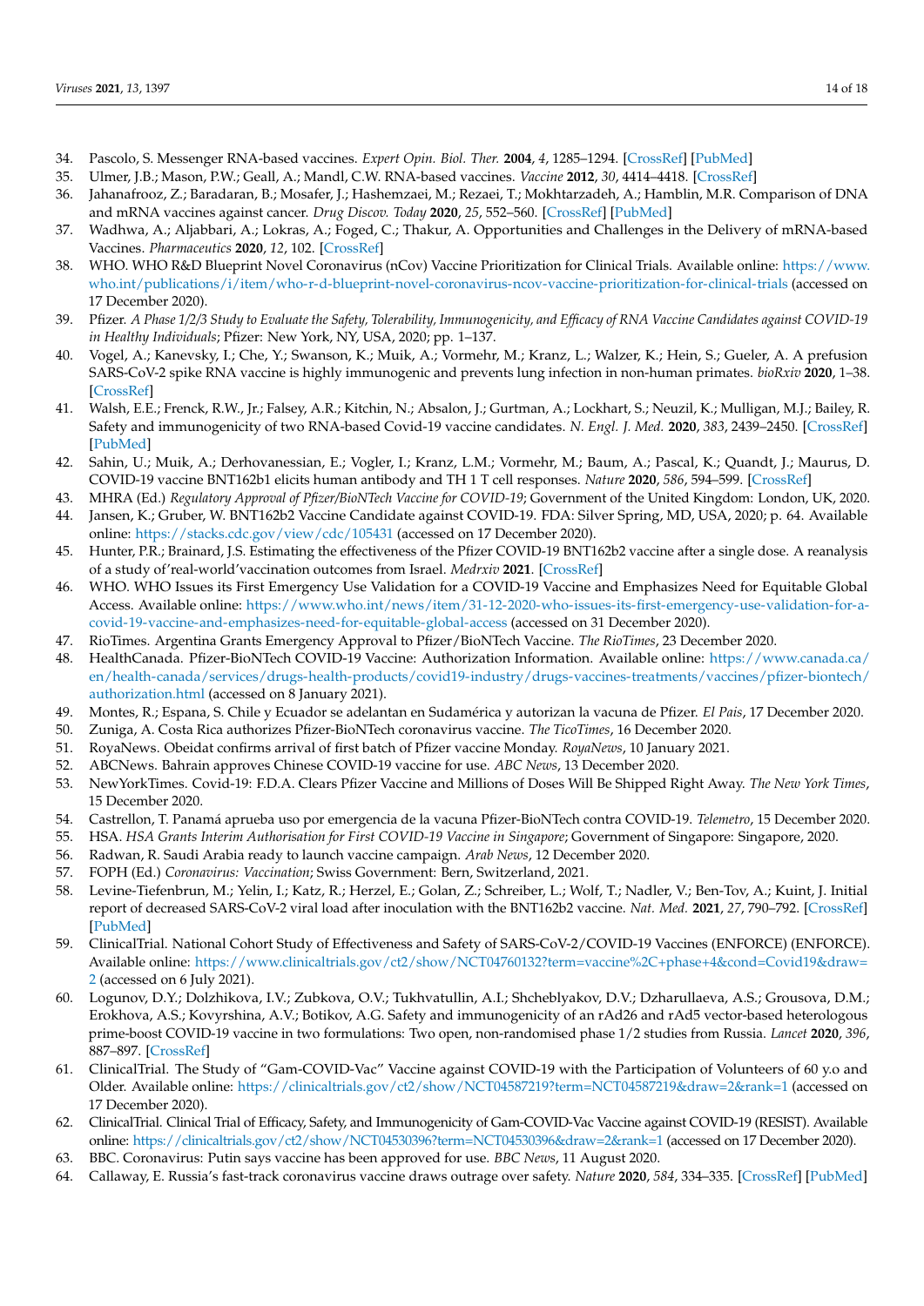34. Pascolo, S. Messenger RNA-based vaccines. *Expert Opin. Biol. Ther.* **2004**, *4*, 1285–1294. [CrossRef] [PubMed]
35. Ulmer, J.B.; Mason, P.W.; Geall, A.; Mandl, C.W. RNA-based vaccines. *Vaccine* **2012**, *30*, 4414–4418. [CrossRef]
36. Jahanafrooz, Z.; Baradaran, B.; Mosafer, J.; Hashemzaei, M.; Rezaei, T.; Mokhtarzadeh, A.; Hamblin, M.R. Comparison of DNA and mRNA vaccines against cancer. *Drug Discov. Today* **2020**, *25*, 552–560. [CrossRef] [PubMed]
37. Wadhwa, A.; Aljabbari, A.; Lokras, A.; Foged, C.; Thakur, A. Opportunities and Challenges in the Delivery of mRNA-based Vaccines. *Pharmaceutics* **2020**, *12*, 102. [CrossRef]
38. WHO. WHO R&D Blueprint Novel Coronavirus (nCov) Vaccine Prioritization for Clinical Trials. Available online: https://www.who.int/publications/i/item/who-r-d-blueprint-novel-coronavirus-ncov-vaccine-prioritization-for-clinical-trials (accessed on 17 December 2020).
39. Pfizer. *A Phase 1/2/3 Study to Evaluate the Safety, Tolerability, Immunogenicity, and Efficacy of RNA Vaccine Candidates against COVID-19 in Healthy Individuals*; Pfizer: New York, NY, USA, 2020; pp. 1–137.
40. Vogel, A.; Kanevsky, I.; Che, Y.; Swanson, K.; Muik, A.; Vormehr, M.; Kranz, L.; Walzer, K.; Hein, S.; Gueler, A. A prefusion SARS-CoV-2 spike RNA vaccine is highly immunogenic and prevents lung infection in non-human primates. *bioRxiv* **2020**, 1–38. [CrossRef]
41. Walsh, E.E.; Frenck, R.W., Jr.; Falsey, A.R.; Kitchin, N.; Absalon, J.; Gurtman, A.; Lockhart, S.; Neuzil, K.; Mulligan, M.J.; Bailey, R. Safety and immunogenicity of two RNA-based Covid-19 vaccine candidates. *N. Engl. J. Med.* **2020**, *383*, 2439–2450. [CrossRef] [PubMed]
42. Sahin, U.; Muik, A.; Derhovanessian, E.; Vogler, I.; Kranz, L.M.; Vormehr, M.; Baum, A.; Pascal, K.; Quandt, J.; Maurus, D. COVID-19 vaccine BNT162b1 elicits human antibody and TH 1 T cell responses. *Nature* **2020**, *586*, 594–599. [CrossRef]
43. MHRA (Ed.) *Regulatory Approval of Pfizer/BioNTech Vaccine for COVID-19*; Government of the United Kingdom: London, UK, 2020.
44. Jansen, K.; Gruber, W. BNT162b2 Vaccine Candidate against COVID-19. FDA: Silver Spring, MD, USA, 2020; p. 64. Available online: https://stacks.cdc.gov/view/cdc/105431 (accessed on 17 December 2020).
45. Hunter, P.R.; Brainard, J.S. Estimating the effectiveness of the Pfizer COVID-19 BNT162b2 vaccine after a single dose. A reanalysis of a study of'real-world'vaccination outcomes from Israel. *Medrxiv* **2021**. [CrossRef]
46. WHO. WHO Issues its First Emergency Use Validation for a COVID-19 Vaccine and Emphasizes Need for Equitable Global Access. Available online: https://www.who.int/news/item/31-12-2020-who-issues-its-first-emergency-use-validation-for-a-covid-19-vaccine-and-emphasizes-need-for-equitable-global-access (accessed on 31 December 2020).
47. RioTimes. Argentina Grants Emergency Approval to Pfizer/BioNTech Vaccine. *The RioTimes*, 23 December 2020.
48. HealthCanada. Pfizer-BioNTech COVID-19 Vaccine: Authorization Information. Available online: https://www.canada.ca/en/health-canada/services/drugs-health-products/covid19-industry/drugs-vaccines-treatments/vaccines/pfizer-biontech/authorization.html (accessed on 8 January 2021).
49. Montes, R.; Espana, S. Chile y Ecuador se adelantan en Sudamérica y autorizan la vacuna de Pfizer. *El Pais*, 17 December 2020.
50. Zuniga, A. Costa Rica authorizes Pfizer-BioNTech coronavirus vaccine. *The TicoTimes*, 16 December 2020.
51. RoyaNews. Obeidat confirms arrival of first batch of Pfizer vaccine Monday. *RoyaNews*, 10 January 2021.
52. ABCNews. Bahrain approves Chinese COVID-19 vaccine for use. *ABC News*, 13 December 2020.
53. NewYorkTimes. Covid-19: F.D.A. Clears Pfizer Vaccine and Millions of Doses Will Be Shipped Right Away. *The New York Times*, 15 December 2020.
54. Castrellon, T. Panamá aprueba uso por emergencia de la vacuna Pfizer-BioNTech contra COVID-19. *Telemetro*, 15 December 2020.
55. HSA. *HSA Grants Interim Authorisation for First COVID-19 Vaccine in Singapore*; Government of Singapore: Singapore, 2020.
56. Radwan, R. Saudi Arabia ready to launch vaccine campaign. *Arab News*, 12 December 2020.
57. FOPH (Ed.) *Coronavirus: Vaccination*; Swiss Government: Bern, Switzerland, 2021.
58. Levine-Tiefenbrun, M.; Yelin, I.; Katz, R.; Herzel, E.; Golan, Z.; Schreiber, L.; Wolf, T.; Nadler, V.; Ben-Tov, A.; Kuint, J. Initial report of decreased SARS-CoV-2 viral load after inoculation with the BNT162b2 vaccine. *Nat. Med.* **2021**, *27*, 790–792. [CrossRef] [PubMed]
59. ClinicalTrial. National Cohort Study of Effectiveness and Safety of SARS-CoV-2/COVID-19 Vaccines (ENFORCE) (ENFORCE). Available online: https://www.clinicaltrials.gov/ct2/show/NCT04760132?term=vaccine%2C+phase+4&cond=Covid19&draw=2 (accessed on 6 July 2021).
60. Logunov, D.Y.; Dolzhikova, I.V.; Zubkova, O.V.; Tukhvatullin, A.I.; Shcheblyakov, D.V.; Dzharullaeva, A.S.; Grousova, D.M.; Erokhova, A.S.; Kovyrshina, A.V.; Botikov, A.G. Safety and immunogenicity of an rAd26 and rAd5 vector-based heterologous prime-boost COVID-19 vaccine in two formulations: Two open, non-randomised phase 1/2 studies from Russia. *Lancet* **2020**, *396*, 887–897. [CrossRef]
61. ClinicalTrial. The Study of "Gam-COVID-Vac" Vaccine against COVID-19 with the Participation of Volunteers of 60 y.o and Older. Available online: https://clinicaltrials.gov/ct2/show/NCT04587219?term=NCT04587219&draw=2&rank=1 (accessed on 17 December 2020).
62. ClinicalTrial. Clinical Trial of Efficacy, Safety, and Immunogenicity of Gam-COVID-Vac Vaccine against COVID-19 (RESIST). Available online: https://clinicaltrials.gov/ct2/show/NCT04530396?term=NCT04530396&draw=2&rank=1 (accessed on 17 December 2020).
63. BBC. Coronavirus: Putin says vaccine has been approved for use. *BBC News*, 11 August 2020.
64. Callaway, E. Russia's fast-track coronavirus vaccine draws outrage over safety. *Nature* **2020**, *584*, 334–335. [CrossRef] [PubMed]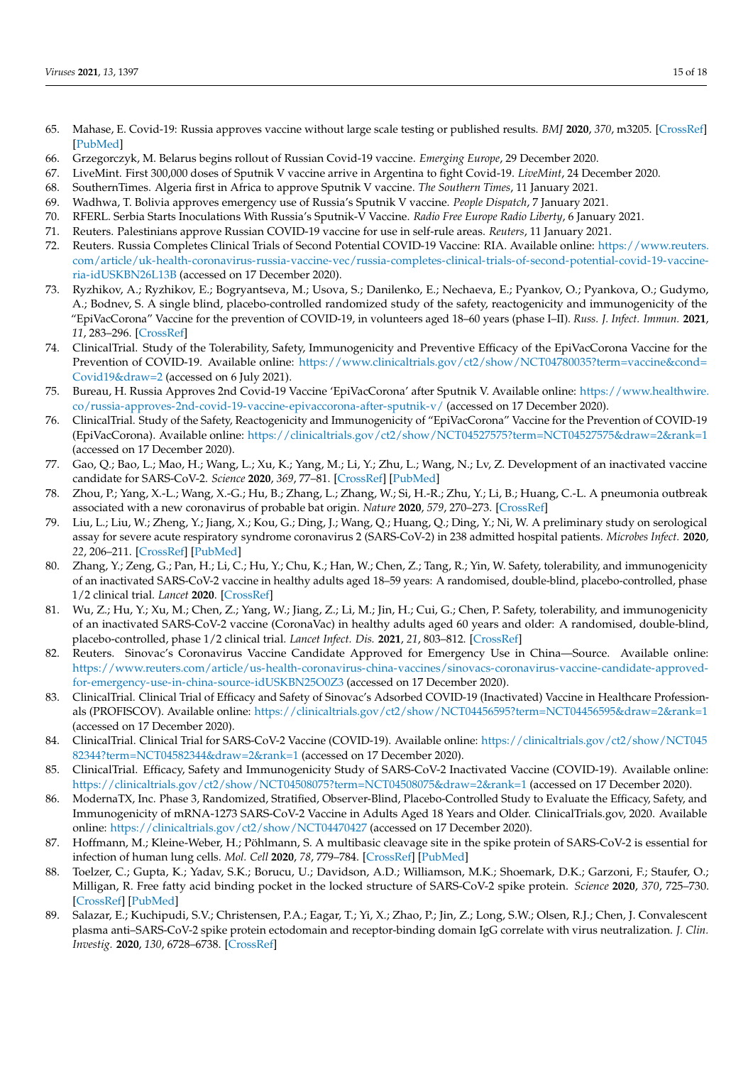65. Mahase, E. Covid-19: Russia approves vaccine without large scale testing or published results. *BMJ* **2020**, *370*, m3205. [CrossRef] [PubMed]
66. Grzegorczyk, M. Belarus begins rollout of Russian Covid-19 vaccine. *Emerging Europe*, 29 December 2020.
67. LiveMint. First 300,000 doses of Sputnik V vaccine arrive in Argentina to fight Covid-19. *LiveMint*, 24 December 2020.
68. SouthernTimes. Algeria first in Africa to approve Sputnik V vaccine. *The Southern Times*, 11 January 2021.
69. Wadhwa, T. Bolivia approves emergency use of Russia's Sputnik V vaccine. *People Dispatch*, 7 January 2021.
70. RFERL. Serbia Starts Inoculations With Russia's Sputnik-V Vaccine. *Radio Free Europe Radio Liberty*, 6 January 2021.
71. Reuters. Palestinians approve Russian COVID-19 vaccine for use in self-rule areas. *Reuters*, 11 January 2021.
72. Reuters. Russia Completes Clinical Trials of Second Potential COVID-19 Vaccine: RIA. Available online: https://www.reuters.com/article/uk-health-coronavirus-russia-vaccine-vec/russia-completes-clinical-trials-of-second-potential-covid-19-vaccine-ria-idUSKBN26L13B (accessed on 17 December 2020).
73. Ryzhikov, A.; Ryzhikov, E.; Bogryantseva, M.; Usova, S.; Danilenko, E.; Nechaeva, E.; Pyankov, O.; Pyankova, O.; Gudymo, A.; Bodnev, S. A single blind, placebo-controlled randomized study of the safety, reactogenicity and immunogenicity of the "EpiVacCorona" Vaccine for the prevention of COVID-19, in volunteers aged 18–60 years (phase I–II). *Russ. J. Infect. Immun.* **2021**, *11*, 283–296. [CrossRef]
74. ClinicalTrial. Study of the Tolerability, Safety, Immunogenicity and Preventive Efficacy of the EpiVacCorona Vaccine for the Prevention of COVID-19. Available online: https://www.clinicaltrials.gov/ct2/show/NCT04780035?term=vaccine&cond=Covid19&draw=2 (accessed on 6 July 2021).
75. Bureau, H. Russia Approves 2nd Covid-19 Vaccine 'EpiVacCorona' after Sputnik V. Available online: https://www.healthwire.co/russia-approves-2nd-covid-19-vaccine-epivaccorona-after-sputnik-v/ (accessed on 17 December 2020).
76. ClinicalTrial. Study of the Safety, Reactogenicity and Immunogenicity of "EpiVacCorona" Vaccine for the Prevention of COVID-19 (EpiVacCorona). Available online: https://clinicaltrials.gov/ct2/show/NCT04527575?term=NCT04527575&draw=2&rank=1 (accessed on 17 December 2020).
77. Gao, Q.; Bao, L.; Mao, H.; Wang, L.; Xu, K.; Yang, M.; Li, Y.; Zhu, L.; Wang, N.; Lv, Z. Development of an inactivated vaccine candidate for SARS-CoV-2. *Science* **2020**, *369*, 77–81. [CrossRef] [PubMed]
78. Zhou, P.; Yang, X.-L.; Wang, X.-G.; Hu, B.; Zhang, L.; Zhang, W.; Si, H.-R.; Zhu, Y.; Li, B.; Huang, C.-L. A pneumonia outbreak associated with a new coronavirus of probable bat origin. *Nature* **2020**, *579*, 270–273. [CrossRef]
79. Liu, L.; Liu, W.; Zheng, Y.; Jiang, X.; Kou, G.; Ding, J.; Wang, Q.; Huang, Q.; Ding, Y.; Ni, W. A preliminary study on serological assay for severe acute respiratory syndrome coronavirus 2 (SARS-CoV-2) in 238 admitted hospital patients. *Microbes Infect.* **2020**, *22*, 206–211. [CrossRef] [PubMed]
80. Zhang, Y.; Zeng, G.; Pan, H.; Li, C.; Hu, Y.; Chu, K.; Han, W.; Chen, Z.; Tang, R.; Yin, W. Safety, tolerability, and immunogenicity of an inactivated SARS-CoV-2 vaccine in healthy adults aged 18–59 years: A randomised, double-blind, placebo-controlled, phase 1/2 clinical trial. *Lancet* **2020**. [CrossRef]
81. Wu, Z.; Hu, Y.; Xu, M.; Chen, Z.; Yang, W.; Jiang, Z.; Li, M.; Jin, H.; Cui, G.; Chen, P. Safety, tolerability, and immunogenicity of an inactivated SARS-CoV-2 vaccine (CoronaVac) in healthy adults aged 60 years and older: A randomised, double-blind, placebo-controlled, phase 1/2 clinical trial. *Lancet Infect. Dis.* **2021**, *21*, 803–812. [CrossRef]
82. Reuters. Sinovac's Coronavirus Vaccine Candidate Approved for Emergency Use in China—Source. Available online: https://www.reuters.com/article/us-health-coronavirus-china-vaccines/sinovacs-coronavirus-vaccine-candidate-approved-for-emergency-use-in-china-source-idUSKBN25O0Z3 (accessed on 17 December 2020).
83. ClinicalTrial. Clinical Trial of Efficacy and Safety of Sinovac's Adsorbed COVID-19 (Inactivated) Vaccine in Healthcare Professionals (PROFISCOV). Available online: https://clinicaltrials.gov/ct2/show/NCT04456595?term=NCT04456595&draw=2&rank=1 (accessed on 17 December 2020).
84. ClinicalTrial. Clinical Trial for SARS-CoV-2 Vaccine (COVID-19). Available online: https://clinicaltrials.gov/ct2/show/NCT04582344?term=NCT04582344&draw=2&rank=1 (accessed on 17 December 2020).
85. ClinicalTrial. Efficacy, Safety and Immunogenicity Study of SARS-CoV-2 Inactivated Vaccine (COVID-19). Available online: https://clinicaltrials.gov/ct2/show/NCT04508075?term=NCT04508075&draw=2&rank=1 (accessed on 17 December 2020).
86. ModernaTX, Inc. Phase 3, Randomized, Stratified, Observer-Blind, Placebo-Controlled Study to Evaluate the Efficacy, Safety, and Immunogenicity of mRNA-1273 SARS-CoV-2 Vaccine in Adults Aged 18 Years and Older. ClinicalTrials.gov, 2020. Available online: https://clinicaltrials.gov/ct2/show/NCT04470427 (accessed on 17 December 2020).
87. Hoffmann, M.; Kleine-Weber, H.; Pöhlmann, S. A multibasic cleavage site in the spike protein of SARS-CoV-2 is essential for infection of human lung cells. *Mol. Cell* **2020**, *78*, 779–784. [CrossRef] [PubMed]
88. Toelzer, C.; Gupta, K.; Yadav, S.K.; Borucu, U.; Davidson, A.D.; Williamson, M.K.; Shoemark, D.K.; Garzoni, F.; Staufer, O.; Milligan, R. Free fatty acid binding pocket in the locked structure of SARS-CoV-2 spike protein. *Science* **2020**, *370*, 725–730. [CrossRef] [PubMed]
89. Salazar, E.; Kuchipudi, S.V.; Christensen, P.A.; Eagar, T.; Yi, X.; Zhao, P.; Jin, Z.; Long, S.W.; Olsen, R.J.; Chen, J. Convalescent plasma anti–SARS-CoV-2 spike protein ectodomain and receptor-binding domain IgG correlate with virus neutralization. *J. Clin. Investig.* **2020**, *130*, 6728–6738. [CrossRef]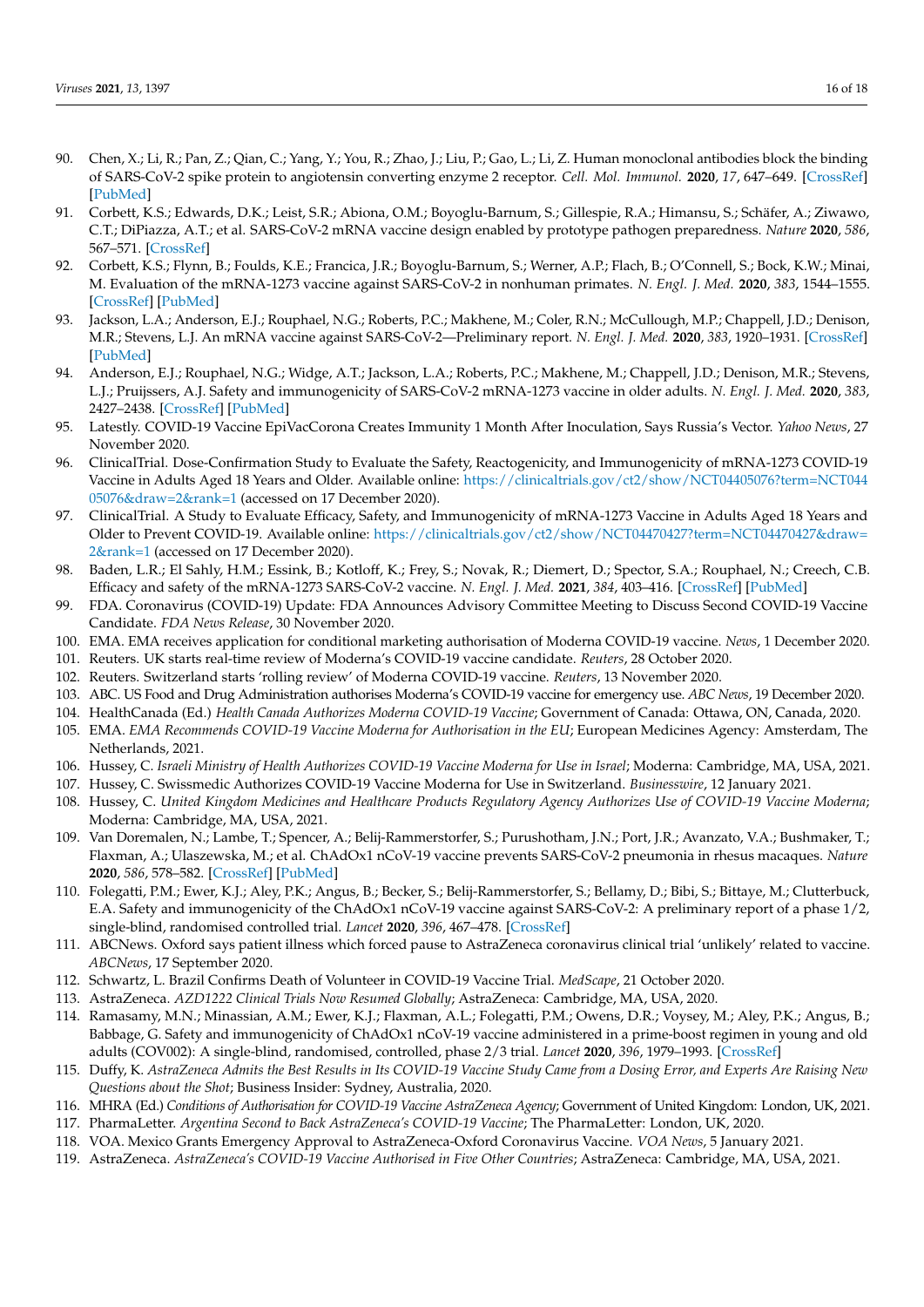90. Chen, X.; Li, R.; Pan, Z.; Qian, C.; Yang, Y.; You, R.; Zhao, J.; Liu, P.; Gao, L.; Li, Z. Human monoclonal antibodies block the binding of SARS-CoV-2 spike protein to angiotensin converting enzyme 2 receptor. *Cell. Mol. Immunol.* **2020**, *17*, 647–649. [CrossRef] [PubMed]
91. Corbett, K.S.; Edwards, D.K.; Leist, S.R.; Abiona, O.M.; Boyoglu-Barnum, S.; Gillespie, R.A.; Himansu, S.; Schäfer, A.; Ziwawo, C.T.; DiPiazza, A.T.; et al. SARS-CoV-2 mRNA vaccine design enabled by prototype pathogen preparedness. *Nature* **2020**, *586*, 567–571. [CrossRef]
92. Corbett, K.S.; Flynn, B.; Foulds, K.E.; Francica, J.R.; Boyoglu-Barnum, S.; Werner, A.P.; Flach, B.; O'Connell, S.; Bock, K.W.; Minai, M. Evaluation of the mRNA-1273 vaccine against SARS-CoV-2 in nonhuman primates. *N. Engl. J. Med.* **2020**, *383*, 1544–1555. [CrossRef] [PubMed]
93. Jackson, L.A.; Anderson, E.J.; Rouphael, N.G.; Roberts, P.C.; Makhene, M.; Coler, R.N.; McCullough, M.P.; Chappell, J.D.; Denison, M.R.; Stevens, L.J. An mRNA vaccine against SARS-CoV-2—Preliminary report. *N. Engl. J. Med.* **2020**, *383*, 1920–1931. [CrossRef] [PubMed]
94. Anderson, E.J.; Rouphael, N.G.; Widge, A.T.; Jackson, L.A.; Roberts, P.C.; Makhene, M.; Chappell, J.D.; Denison, M.R.; Stevens, L.J.; Pruijssers, A.J. Safety and immunogenicity of SARS-CoV-2 mRNA-1273 vaccine in older adults. *N. Engl. J. Med.* **2020**, *383*, 2427–2438. [CrossRef] [PubMed]
95. Latestly. COVID-19 Vaccine EpiVacCorona Creates Immunity 1 Month After Inoculation, Says Russia's Vector. *Yahoo News*, 27 November 2020.
96. ClinicalTrial. Dose-Confirmation Study to Evaluate the Safety, Reactogenicity, and Immunogenicity of mRNA-1273 COVID-19 Vaccine in Adults Aged 18 Years and Older. Available online: https://clinicaltrials.gov/ct2/show/NCT04405076?term=NCT04405076&draw=2&rank=1 (accessed on 17 December 2020).
97. ClinicalTrial. A Study to Evaluate Efficacy, Safety, and Immunogenicity of mRNA-1273 Vaccine in Adults Aged 18 Years and Older to Prevent COVID-19. Available online: https://clinicaltrials.gov/ct2/show/NCT04470427?term=NCT04470427&draw=2&rank=1 (accessed on 17 December 2020).
98. Baden, L.R.; El Sahly, H.M.; Essink, B.; Kotloff, K.; Frey, S.; Novak, R.; Diemert, D.; Spector, S.A.; Rouphael, N.; Creech, C.B. Efficacy and safety of the mRNA-1273 SARS-CoV-2 vaccine. *N. Engl. J. Med.* **2021**, *384*, 403–416. [CrossRef] [PubMed]
99. FDA. Coronavirus (COVID-19) Update: FDA Announces Advisory Committee Meeting to Discuss Second COVID-19 Vaccine Candidate. *FDA News Release*, 30 November 2020.
100. EMA. EMA receives application for conditional marketing authorisation of Moderna COVID-19 vaccine. *News*, 1 December 2020.
101. Reuters. UK starts real-time review of Moderna's COVID-19 vaccine candidate. *Reuters*, 28 October 2020.
102. Reuters. Switzerland starts 'rolling review' of Moderna COVID-19 vaccine. *Reuters*, 13 November 2020.
103. ABC. US Food and Drug Administration authorises Moderna's COVID-19 vaccine for emergency use. *ABC News*, 19 December 2020.
104. HealthCanada (Ed.) *Health Canada Authorizes Moderna COVID-19 Vaccine*; Government of Canada: Ottawa, ON, Canada, 2020.
105. EMA. *EMA Recommends COVID-19 Vaccine Moderna for Authorisation in the EU*; European Medicines Agency: Amsterdam, The Netherlands, 2021.
106. Hussey, C. *Israeli Ministry of Health Authorizes COVID-19 Vaccine Moderna for Use in Israel*; Moderna: Cambridge, MA, USA, 2021.
107. Hussey, C. Swissmedic Authorizes COVID-19 Vaccine Moderna for Use in Switzerland. *Businesswire*, 12 January 2021.
108. Hussey, C. *United Kingdom Medicines and Healthcare Products Regulatory Agency Authorizes Use of COVID-19 Vaccine Moderna*; Moderna: Cambridge, MA, USA, 2021.
109. Van Doremalen, N.; Lambe, T.; Spencer, A.; Belij-Rammerstorfer, S.; Purushotham, J.N.; Port, J.R.; Avanzato, V.A.; Bushmaker, T.; Flaxman, A.; Ulaszewska, M.; et al. ChAdOx1 nCoV-19 vaccine prevents SARS-CoV-2 pneumonia in rhesus macaques. *Nature* **2020**, *586*, 578–582. [CrossRef] [PubMed]
110. Folegatti, P.M.; Ewer, K.J.; Aley, P.K.; Angus, B.; Becker, S.; Belij-Rammerstorfer, S.; Bellamy, D.; Bibi, S.; Bittaye, M.; Clutterbuck, E.A. Safety and immunogenicity of the ChAdOx1 nCoV-19 vaccine against SARS-CoV-2: A preliminary report of a phase 1/2, single-blind, randomised controlled trial. *Lancet* **2020**, *396*, 467–478. [CrossRef]
111. ABCNews. Oxford says patient illness which forced pause to AstraZeneca coronavirus clinical trial 'unlikely' related to vaccine. *ABCNews*, 17 September 2020.
112. Schwartz, L. Brazil Confirms Death of Volunteer in COVID-19 Vaccine Trial. *MedScape*, 21 October 2020.
113. AstraZeneca. *AZD1222 Clinical Trials Now Resumed Globally*; AstraZeneca: Cambridge, MA, USA, 2020.
114. Ramasamy, M.N.; Minassian, A.M.; Ewer, K.J.; Flaxman, A.L.; Folegatti, P.M.; Owens, D.R.; Voysey, M.; Aley, P.K.; Angus, B.; Babbage, G. Safety and immunogenicity of ChAdOx1 nCoV-19 vaccine administered in a prime-boost regimen in young and old adults (COV002): A single-blind, randomised, controlled, phase 2/3 trial. *Lancet* **2020**, *396*, 1979–1993. [CrossRef]
115. Duffy, K. *AstraZeneca Admits the Best Results in Its COVID-19 Vaccine Study Came from a Dosing Error, and Experts Are Raising New Questions about the Shot*; Business Insider: Sydney, Australia, 2020.
116. MHRA (Ed.) *Conditions of Authorisation for COVID-19 Vaccine AstraZeneca Agency*; Government of United Kingdom: London, UK, 2021.
117. PharmaLetter. *Argentina Second to Back AstraZeneca's COVID-19 Vaccine*; The PharmaLetter: London, UK, 2020.
118. VOA. Mexico Grants Emergency Approval to AstraZeneca-Oxford Coronavirus Vaccine. *VOA News*, 5 January 2021.
119. AstraZeneca. *AstraZeneca's COVID-19 Vaccine Authorised in Five Other Countries*; AstraZeneca: Cambridge, MA, USA, 2021.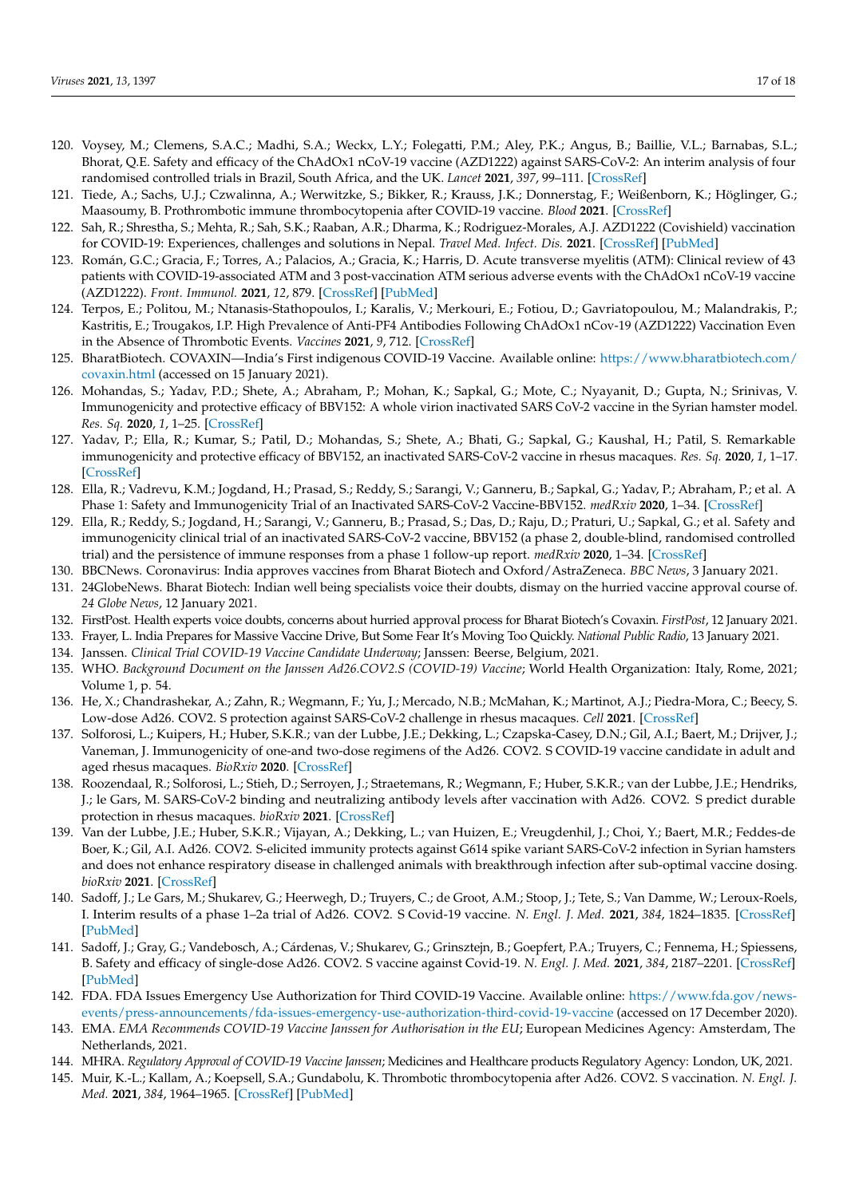120. Voysey, M.; Clemens, S.A.C.; Madhi, S.A.; Weckx, L.Y.; Folegatti, P.M.; Aley, P.K.; Angus, B.; Baillie, V.L.; Barnabas, S.L.; Bhorat, Q.E. Safety and efficacy of the ChAdOx1 nCoV-19 vaccine (AZD1222) against SARS-CoV-2: An interim analysis of four randomised controlled trials in Brazil, South Africa, and the UK. *Lancet* **2021**, *397*, 99–111. [CrossRef]
121. Tiede, A.; Sachs, U.J.; Czwalinna, A.; Werwitzke, S.; Bikker, R.; Krauss, J.K.; Donnerstag, F.; Weißenborn, K.; Höglinger, G.; Maasoumy, B. Prothrombotic immune thrombocytopenia after COVID-19 vaccine. *Blood* **2021**. [CrossRef]
122. Sah, R.; Shrestha, S.; Mehta, R.; Sah, S.K.; Raaban, A.R.; Dharma, K.; Rodriguez-Morales, A.J. AZD1222 (Covishield) vaccination for COVID-19: Experiences, challenges and solutions in Nepal. *Travel Med. Infect. Dis.* **2021**. [CrossRef] [PubMed]
123. Román, G.C.; Gracia, F.; Torres, A.; Palacios, A.; Gracia, K.; Harris, D. Acute transverse myelitis (ATM): Clinical review of 43 patients with COVID-19-associated ATM and 3 post-vaccination ATM serious adverse events with the ChAdOx1 nCoV-19 vaccine (AZD1222). *Front. Immunol.* **2021**, *12*, 879. [CrossRef] [PubMed]
124. Terpos, E.; Politou, M.; Ntanasis-Stathopoulos, I.; Karalis, V.; Merkouri, E.; Fotiou, D.; Gavriatopoulou, M.; Malandrakis, P.; Kastritis, E.; Trougakos, I.P. High Prevalence of Anti-PF4 Antibodies Following ChAdOx1 nCov-19 (AZD1222) Vaccination Even in the Absence of Thrombotic Events. *Vaccines* **2021**, *9*, 712. [CrossRef]
125. BharatBiotech. COVAXIN—India's First indigenous COVID-19 Vaccine. Available online: https://www.bharatbiotech.com/covaxin.html (accessed on 15 January 2021).
126. Mohandas, S.; Yadav, P.D.; Shete, A.; Abraham, P.; Mohan, K.; Sapkal, G.; Mote, C.; Nyayanit, D.; Gupta, N.; Srinivas, V. Immunogenicity and protective efficacy of BBV152: A whole virion inactivated SARS CoV-2 vaccine in the Syrian hamster model. *Res. Sq.* **2020**, *1*, 1–25. [CrossRef]
127. Yadav, P.; Ella, R.; Kumar, S.; Patil, D.; Mohandas, S.; Shete, A.; Bhati, G.; Sapkal, G.; Kaushal, H.; Patil, S. Remarkable immunogenicity and protective efficacy of BBV152, an inactivated SARS-CoV-2 vaccine in rhesus macaques. *Res. Sq.* **2020**, *1*, 1–17. [CrossRef]
128. Ella, R.; Vadrevu, K.M.; Jogdand, H.; Prasad, S.; Reddy, S.; Sarangi, V.; Ganneru, B.; Sapkal, G.; Yadav, P.; Abraham, P.; et al. A Phase 1: Safety and Immunogenicity Trial of an Inactivated SARS-CoV-2 Vaccine-BBV152. *medRxiv* **2020**, 1–34. [CrossRef]
129. Ella, R.; Reddy, S.; Jogdand, H.; Sarangi, V.; Ganneru, B.; Prasad, S.; Das, D.; Raju, D.; Praturi, U.; Sapkal, G.; et al. Safety and immunogenicity clinical trial of an inactivated SARS-CoV-2 vaccine, BBV152 (a phase 2, double-blind, randomised controlled trial) and the persistence of immune responses from a phase 1 follow-up report. *medRxiv* **2020**, 1–34. [CrossRef]
130. BBCNews. Coronavirus: India approves vaccines from Bharat Biotech and Oxford/AstraZeneca. *BBC News*, 3 January 2021.
131. 24GlobeNews. Bharat Biotech: Indian well being specialists voice their doubts, dismay on the hurried vaccine approval course of. *24 Globe News*, 12 January 2021.
132. FirstPost. Health experts voice doubts, concerns about hurried approval process for Bharat Biotech's Covaxin. *FirstPost*, 12 January 2021.
133. Frayer, L. India Prepares for Massive Vaccine Drive, But Some Fear It's Moving Too Quickly. *National Public Radio*, 13 January 2021.
134. Janssen. *Clinical Trial COVID-19 Vaccine Candidate Underway*; Janssen: Beerse, Belgium, 2021.
135. WHO. *Background Document on the Janssen Ad26.COV2.S (COVID-19) Vaccine*; World Health Organization: Italy, Rome, 2021; Volume 1, p. 54.
136. He, X.; Chandrashekar, A.; Zahn, R.; Wegmann, F.; Yu, J.; Mercado, N.B.; McMahan, K.; Martinot, A.J.; Piedra-Mora, C.; Beecy, S. Low-dose Ad26. COV2. S protection against SARS-CoV-2 challenge in rhesus macaques. *Cell* **2021**. [CrossRef]
137. Solforosi, L.; Kuipers, H.; Huber, S.K.R.; van der Lubbe, J.E.; Dekking, L.; Czapska-Casey, D.N.; Gil, A.I.; Baert, M.; Drijver, J.; Vaneman, J. Immunogenicity of one-and two-dose regimens of the Ad26. COV2. S COVID-19 vaccine candidate in adult and aged rhesus macaques. *BioRxiv* **2020**. [CrossRef]
138. Roozendaal, R.; Solforosi, L.; Stieh, D.; Serroyen, J.; Straetemans, R.; Wegmann, F.; Huber, S.K.R.; van der Lubbe, J.E.; Hendriks, J.; le Gars, M. SARS-CoV-2 binding and neutralizing antibody levels after vaccination with Ad26. COV2. S predict durable protection in rhesus macaques. *bioRxiv* **2021**. [CrossRef]
139. Van der Lubbe, J.E.; Huber, S.K.R.; Vijayan, A.; Dekking, L.; van Huizen, E.; Vreugdenhil, J.; Choi, Y.; Baert, M.R.; Feddes-de Boer, K.; Gil, A.I. Ad26. COV2. S-elicited immunity protects against G614 spike variant SARS-CoV-2 infection in Syrian hamsters and does not enhance respiratory disease in challenged animals with breakthrough infection after sub-optimal vaccine dosing. *bioRxiv* **2021**. [CrossRef]
140. Sadoff, J.; Le Gars, M.; Shukarev, G.; Heerwegh, D.; Truyers, C.; de Groot, A.M.; Stoop, J.; Tete, S.; Van Damme, W.; Leroux-Roels, I. Interim results of a phase 1–2a trial of Ad26. COV2. S Covid-19 vaccine. *N. Engl. J. Med.* **2021**, *384*, 1824–1835. [CrossRef] [PubMed]
141. Sadoff, J.; Gray, G.; Vandebosch, A.; Cárdenas, V.; Shukarev, G.; Grinsztejn, B.; Goepfert, P.A.; Truyers, C.; Fennema, H.; Spiessens, B. Safety and efficacy of single-dose Ad26. COV2. S vaccine against Covid-19. *N. Engl. J. Med.* **2021**, *384*, 2187–2201. [CrossRef] [PubMed]
142. FDA. FDA Issues Emergency Use Authorization for Third COVID-19 Vaccine. Available online: https://www.fda.gov/news-events/press-announcements/fda-issues-emergency-use-authorization-third-covid-19-vaccine (accessed on 17 December 2020).
143. EMA. *EMA Recommends COVID-19 Vaccine Janssen for Authorisation in the EU*; European Medicines Agency: Amsterdam, The Netherlands, 2021.
144. MHRA. *Regulatory Approval of COVID-19 Vaccine Janssen*; Medicines and Healthcare products Regulatory Agency: London, UK, 2021.
145. Muir, K.-L.; Kallam, A.; Koepsell, S.A.; Gundabolu, K. Thrombotic thrombocytopenia after Ad26. COV2. S vaccination. *N. Engl. J. Med.* **2021**, *384*, 1964–1965. [CrossRef] [PubMed]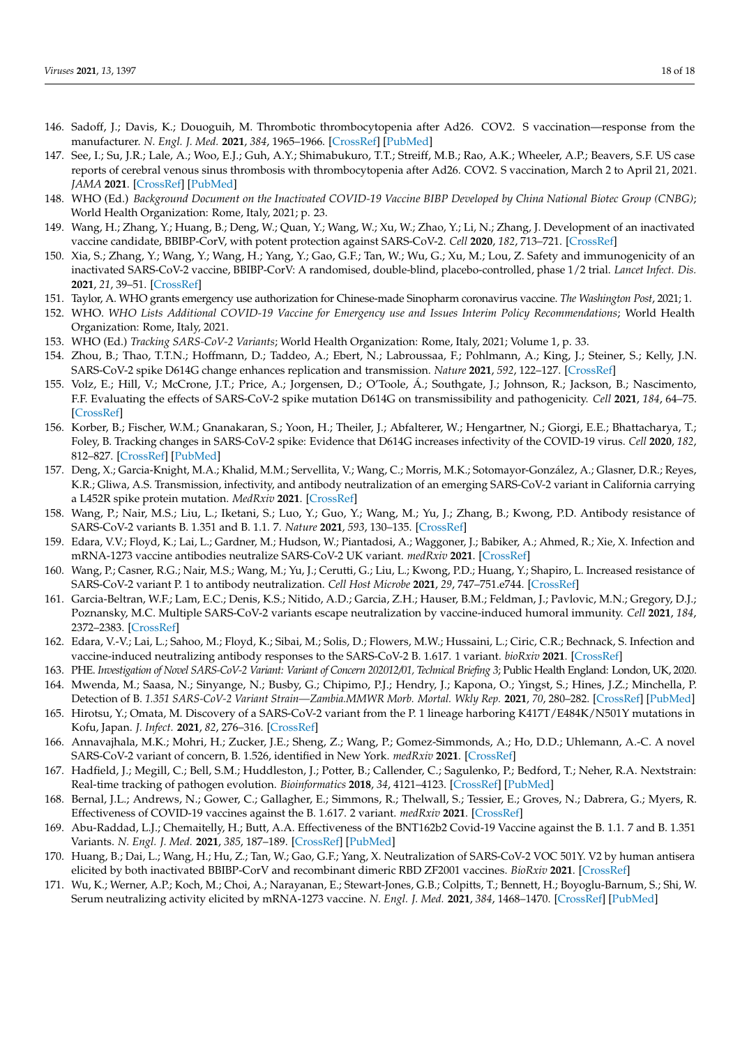146. Sadoff, J.; Davis, K.; Douoguih, M. Thrombotic thrombocytopenia after Ad26. COV2. S vaccination—response from the manufacturer. *N. Engl. J. Med.* **2021**, *384*, 1965–1966. [CrossRef] [PubMed]
147. See, I.; Su, J.R.; Lale, A.; Woo, E.J.; Guh, A.Y.; Shimabukuro, T.T.; Streiff, M.B.; Rao, A.K.; Wheeler, A.P.; Beavers, S.F. US case reports of cerebral venous sinus thrombosis with thrombocytopenia after Ad26. COV2. S vaccination, March 2 to April 21, 2021. *JAMA* **2021**. [CrossRef] [PubMed]
148. WHO (Ed.) *Background Document on the Inactivated COVID-19 Vaccine BIBP Developed by China National Biotec Group (CNBG)*; World Health Organization: Rome, Italy, 2021; p. 23.
149. Wang, H.; Zhang, Y.; Huang, B.; Deng, W.; Quan, Y.; Wang, W.; Xu, W.; Zhao, Y.; Li, N.; Zhang, J. Development of an inactivated vaccine candidate, BBIBP-CorV, with potent protection against SARS-CoV-2. *Cell* **2020**, *182*, 713–721. [CrossRef]
150. Xia, S.; Zhang, Y.; Wang, Y.; Wang, H.; Yang, Y.; Gao, G.F.; Tan, W.; Wu, G.; Xu, M.; Lou, Z. Safety and immunogenicity of an inactivated SARS-CoV-2 vaccine, BBIBP-CorV: A randomised, double-blind, placebo-controlled, phase 1/2 trial. *Lancet Infect. Dis.* **2021**, *21*, 39–51. [CrossRef]
151. Taylor, A. WHO grants emergency use authorization for Chinese-made Sinopharm coronavirus vaccine. *The Washington Post*, 2021; 1.
152. WHO. *WHO Lists Additional COVID-19 Vaccine for Emergency use and Issues Interim Policy Recommendations*; World Health Organization: Rome, Italy, 2021.
153. WHO (Ed.) *Tracking SARS-CoV-2 Variants*; World Health Organization: Rome, Italy, 2021; Volume 1, p. 33.
154. Zhou, B.; Thao, T.T.N.; Hoffmann, D.; Taddeo, A.; Ebert, N.; Labroussaa, F.; Pohlmann, A.; King, J.; Steiner, S.; Kelly, J.N. SARS-CoV-2 spike D614G change enhances replication and transmission. *Nature* **2021**, *592*, 122–127. [CrossRef]
155. Volz, E.; Hill, V.; McCrone, J.T.; Price, A.; Jorgensen, D.; O'Toole, Á.; Southgate, J.; Johnson, R.; Jackson, B.; Nascimento, F.F. Evaluating the effects of SARS-CoV-2 spike mutation D614G on transmissibility and pathogenicity. *Cell* **2021**, *184*, 64–75. [CrossRef]
156. Korber, B.; Fischer, W.M.; Gnanakaran, S.; Yoon, H.; Theiler, J.; Abfalterer, W.; Hengartner, N.; Giorgi, E.E.; Bhattacharya, T.; Foley, B. Tracking changes in SARS-CoV-2 spike: Evidence that D614G increases infectivity of the COVID-19 virus. *Cell* **2020**, *182*, 812–827. [CrossRef] [PubMed]
157. Deng, X.; Garcia-Knight, M.A.; Khalid, M.M.; Servellita, V.; Wang, C.; Morris, M.K.; Sotomayor-González, A.; Glasner, D.R.; Reyes, K.R.; Gliwa, A.S. Transmission, infectivity, and antibody neutralization of an emerging SARS-CoV-2 variant in California carrying a L452R spike protein mutation. *MedRxiv* **2021**. [CrossRef]
158. Wang, P.; Nair, M.S.; Liu, L.; Iketani, S.; Luo, Y.; Guo, Y.; Wang, M.; Yu, J.; Zhang, B.; Kwong, P.D. Antibody resistance of SARS-CoV-2 variants B. 1.351 and B. 1.1. 7. *Nature* **2021**, *593*, 130–135. [CrossRef]
159. Edara, V.V.; Floyd, K.; Lai, L.; Gardner, M.; Hudson, W.; Piantadosi, A.; Waggoner, J.; Babiker, A.; Ahmed, R.; Xie, X. Infection and mRNA-1273 vaccine antibodies neutralize SARS-CoV-2 UK variant. *medRxiv* **2021**. [CrossRef]
160. Wang, P.; Casner, R.G.; Nair, M.S.; Wang, M.; Yu, J.; Cerutti, G.; Liu, L.; Kwong, P.D.; Huang, Y.; Shapiro, L. Increased resistance of SARS-CoV-2 variant P. 1 to antibody neutralization. *Cell Host Microbe* **2021**, *29*, 747–751.e744. [CrossRef]
161. Garcia-Beltran, W.F.; Lam, E.C.; Denis, K.S.; Nitido, A.D.; Garcia, Z.H.; Hauser, B.M.; Feldman, J.; Pavlovic, M.N.; Gregory, D.J.; Poznansky, M.C. Multiple SARS-CoV-2 variants escape neutralization by vaccine-induced humoral immunity. *Cell* **2021**, *184*, 2372–2383. [CrossRef]
162. Edara, V.-V.; Lai, L.; Sahoo, M.; Floyd, K.; Sibai, M.; Solis, D.; Flowers, M.W.; Hussaini, L.; Ciric, C.R.; Bechnack, S. Infection and vaccine-induced neutralizing antibody responses to the SARS-CoV-2 B. 1.617. 1 variant. *bioRxiv* **2021**. [CrossRef]
163. PHE. *Investigation of Novel SARS-CoV-2 Variant: Variant of Concern 202012/01, Technical Briefing 3*; Public Health England: London, UK, 2020.
164. Mwenda, M.; Saasa, N.; Sinyange, N.; Busby, G.; Chipimo, P.J.; Hendry, J.; Kapona, O.; Yingst, S.; Hines, J.Z.; Minchella, P. Detection of B. *1.351 SARS-CoV-2 Variant Strain—Zambia.MMWR Morb. Mortal. Wkly Rep.* **2021**, *70*, 280–282. [CrossRef] [PubMed]
165. Hirotsu, Y.; Omata, M. Discovery of a SARS-CoV-2 variant from the P. 1 lineage harboring K417T/E484K/N501Y mutations in Kofu, Japan. *J. Infect.* **2021**, *82*, 276–316. [CrossRef]
166. Annavajhala, M.K.; Mohri, H.; Zucker, J.E.; Sheng, Z.; Wang, P.; Gomez-Simmonds, A.; Ho, D.D.; Uhlemann, A.-C. A novel SARS-CoV-2 variant of concern, B. 1.526, identified in New York. *medRxiv* **2021**. [CrossRef]
167. Hadfield, J.; Megill, C.; Bell, S.M.; Huddleston, J.; Potter, B.; Callender, C.; Sagulenko, P.; Bedford, T.; Neher, R.A. Nextstrain: Real-time tracking of pathogen evolution. *Bioinformatics* **2018**, *34*, 4121–4123. [CrossRef] [PubMed]
168. Bernal, J.L.; Andrews, N.; Gower, C.; Gallagher, E.; Simmons, R.; Thelwall, S.; Tessier, E.; Groves, N.; Dabrera, G.; Myers, R. Effectiveness of COVID-19 vaccines against the B. 1.617. 2 variant. *medRxiv* **2021**. [CrossRef]
169. Abu-Raddad, L.J.; Chemaitelly, H.; Butt, A.A. Effectiveness of the BNT162b2 Covid-19 Vaccine against the B. 1.1. 7 and B. 1.351 Variants. *N. Engl. J. Med.* **2021**, *385*, 187–189. [CrossRef] [PubMed]
170. Huang, B.; Dai, L.; Wang, H.; Hu, Z.; Tan, W.; Gao, G.F.; Yang, X. Neutralization of SARS-CoV-2 VOC 501Y. V2 by human antisera elicited by both inactivated BBIBP-CorV and recombinant dimeric RBD ZF2001 vaccines. *BioRxiv* **2021**. [CrossRef]
171. Wu, K.; Werner, A.P.; Koch, M.; Choi, A.; Narayanan, E.; Stewart-Jones, G.B.; Colpitts, T.; Bennett, H.; Boyoglu-Barnum, S.; Shi, W. Serum neutralizing activity elicited by mRNA-1273 vaccine. *N. Engl. J. Med.* **2021**, *384*, 1468–1470. [CrossRef] [PubMed]